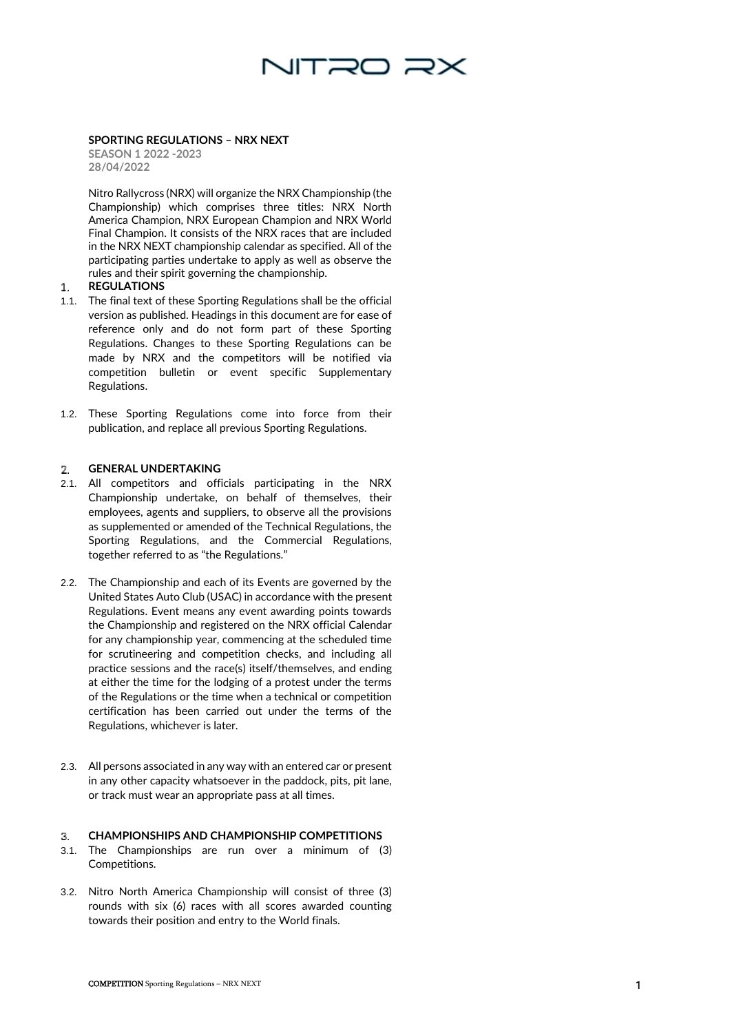# NITRO RX

**SPORTING REGULATIONS – NRX NEXT**

**SEASON 1 2022 -2023**

**28/04/2022**

Nitro Rallycross (NRX) will organize the NRX Championship (the Championship) which comprises three titles: NRX North America Champion, NRX European Champion and NRX World Final Champion. It consists of the NRX races that are included in the NRX NEXT championship calendar as specified. All of the participating parties undertake to apply as well as observe the rules and their spirit governing the championship.

## 1. REGULATIONS

1.1. The final text of these Sporting Regulations shall be the official version as published. Headings in this document are for ease of reference only and do not form part of these Sporting Regulations. Changes to these Sporting Regulations can be made by NRX and the competitors will be notified via competition bulletin or event specific Supplementary Regulations.

1.2. These Sporting Regulations come into force from their publication, and replace all previous Sporting Regulations.

## 2. GENERAL UNDERTAKING

2.1. All competitors and officials participating in the NRX Championship undertake, on behalf of themselves, their employees, agents and suppliers, to observe all the provisions as supplemented or amended of the Technical Regulations, the Sporting Regulations, and the Commercial Regulations, together referred to as "the Regulations."

2.2. The Championship and each of its Events are governed by the United States Auto Club (USAC) in accordance with the present Regulations. Event means any event awarding points towards the Championship and registered on the NRX official Calendar for any championship year, commencing at the scheduled time for scrutineering and competition checks, and including all practice sessions and the race(s) itself/themselves, and ending at either the time for the lodging of a protest under the terms of the Regulations or the time when a technical or competition certification has been carried out under the terms of the Regulations, whichever is later.

2.3. All persons associated in any way with an entered car or present in any other capacity whatsoever in the paddock, pits, pit lane, or track must wear an appropriate pass at all times.

## 3. CHAMPIONSHIPS AND CHAMPIONSHIP COMPETITIONS

3.1. The Championships are run over a minimum of (3) Competitions.

3.2. Nitro North America Championship will consist of three (3) rounds with six (6) races with all scores awarded counting towards their position and entry to the World finals.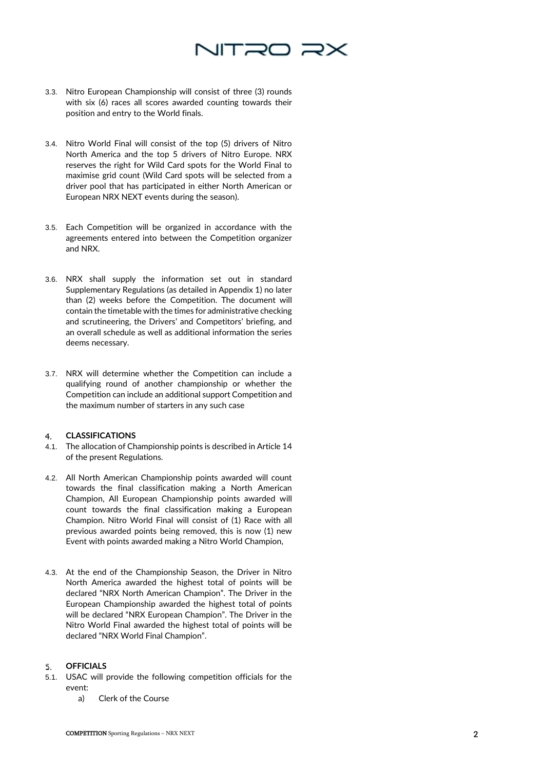3.3. Nitro European Championship will consist of three (3) rounds with six (6) races all scores awarded counting towards their position and entry to the World finals.

3.4. Nitro World Final will consist of the top (5) drivers of Nitro North America and the top 5 drivers of Nitro Europe. NRX reserves the right for Wild Card spots for the World Final to maximise grid count (Wild Card spots will be selected from a driver pool that has participated in either North American or European NRX NEXT events during the season).

3.5. Each Competition will be organized in accordance with the agreements entered into between the Competition organizer and NRX.

3.6. NRX shall supply the information set out in standard Supplementary Regulations (as detailed in Appendix 1) no later than (2) weeks before the Competition. The document will contain the timetable with the times for administrative checking and scrutineering, the Drivers' and Competitors' briefing, and an overall schedule as well as additional information the series deems necessary.

3.7. NRX will determine whether the Competition can include a qualifying round of another championship or whether the Competition can include an additional support Competition and the maximum number of starters in any such case

## 4. CLASSIFICATIONS

4.1. The allocation of Championship points is described in Article 14 of the present Regulations.

4.2. All North American Championship points awarded will count towards the final classification making a North American Champion, All European Championship points awarded will count towards the final classification making a European Champion. Nitro World Final will consist of (1) Race with all previous awarded points being removed, this is now (1) new Event with points awarded making a Nitro World Champion,

4.3. At the end of the Championship Season, the Driver in Nitro North America awarded the highest total of points will be declared "NRX North American Champion". The Driver in the European Championship awarded the highest total of points will be declared "NRX European Champion". The Driver in the Nitro World Final awarded the highest total of points will be declared "NRX World Final Champion".

## 5. OFFICIALS

5.1. USAC will provide the following competition officials for the event:

a) Clerk of the Course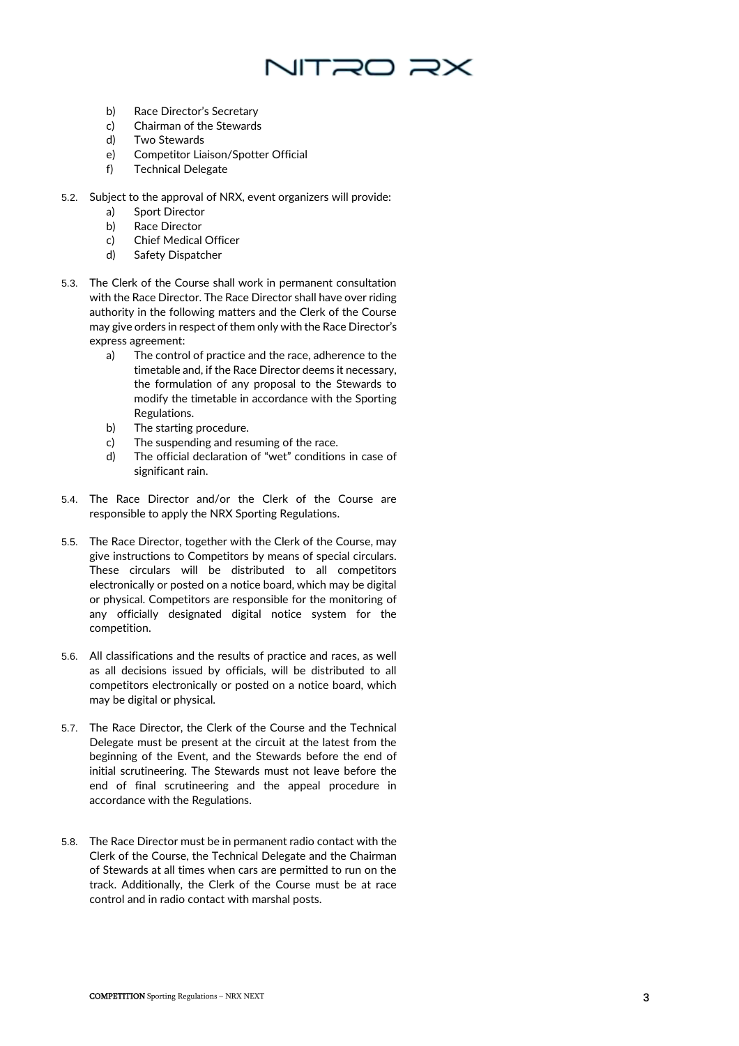b) Race Director's Secretary
c) Chairman of the Stewards
d) Two Stewards
e) Competitor Liaison/Spotter Official
f) Technical Delegate

5.2. Subject to the approval of NRX, event organizers will provide:

a) Sport Director
b) Race Director
c) Chief Medical Officer
d) Safety Dispatcher

5.3. The Clerk of the Course shall work in permanent consultation with the Race Director. The Race Director shall have over riding authority in the following matters and the Clerk of the Course may give orders in respect of them only with the Race Director's express agreement:

a) The control of practice and the race, adherence to the timetable and, if the Race Director deems it necessary, the formulation of any proposal to the Stewards to modify the timetable in accordance with the Sporting Regulations.
b) The starting procedure.
c) The suspending and resuming of the race.
d) The official declaration of "wet" conditions in case of significant rain.

5.4. The Race Director and/or the Clerk of the Course are responsible to apply the NRX Sporting Regulations.

5.5. The Race Director, together with the Clerk of the Course, may give instructions to Competitors by means of special circulars. These circulars will be distributed to all competitors electronically or posted on a notice board, which may be digital or physical. Competitors are responsible for the monitoring of any officially designated digital notice system for the competition.

5.6. All classifications and the results of practice and races, as well as all decisions issued by officials, will be distributed to all competitors electronically or posted on a notice board, which may be digital or physical.

5.7. The Race Director, the Clerk of the Course and the Technical Delegate must be present at the circuit at the latest from the beginning of the Event, and the Stewards before the end of initial scrutineering. The Stewards must not leave before the end of final scrutineering and the appeal procedure in accordance with the Regulations.

5.8. The Race Director must be in permanent radio contact with the Clerk of the Course, the Technical Delegate and the Chairman of Stewards at all times when cars are permitted to run on the track. Additionally, the Clerk of the Course must be at race control and in radio contact with marshal posts.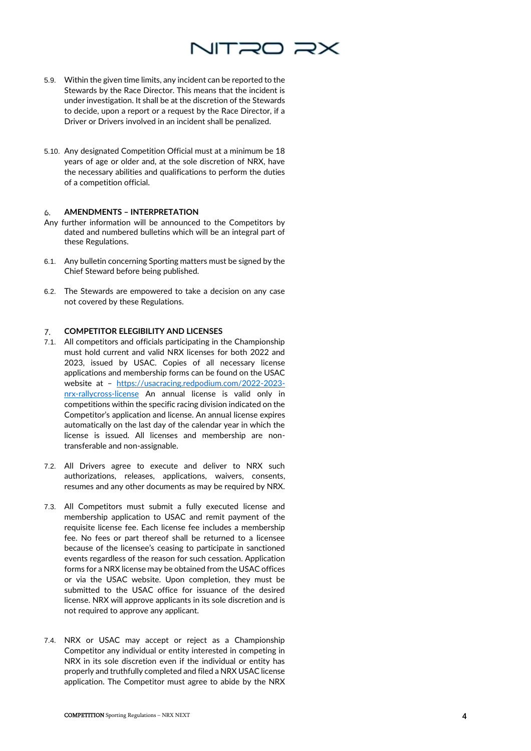5.9. Within the given time limits, any incident can be reported to the Stewards by the Race Director. This means that the incident is under investigation. It shall be at the discretion of the Stewards to decide, upon a report or a request by the Race Director, if a Driver or Drivers involved in an incident shall be penalized.

5.10. Any designated Competition Official must at a minimum be 18 years of age or older and, at the sole discretion of NRX, have the necessary abilities and qualifications to perform the duties of a competition official.

## 6. AMENDMENTS – INTERPRETATION

Any further information will be announced to the Competitors by dated and numbered bulletins which will be an integral part of these Regulations.

6.1. Any bulletin concerning Sporting matters must be signed by the Chief Steward before being published.

6.2. The Stewards are empowered to take a decision on any case not covered by these Regulations.

## 7. COMPETITOR ELEGIBILITY AND LICENSES

7.1. All competitors and officials participating in the Championship must hold current and valid NRX licenses for both 2022 and 2023, issued by USAC. Copies of all necessary license applications and membership forms can be found on the USAC website at – [https://usacracing.redpodium.com/2022-2023-nrx-rallycross-license](https://usacracing.redpodium.com/2022-2023-nrx-rallycross-license) An annual license is valid only in competitions within the specific racing division indicated on the Competitor's application and license. An annual license expires automatically on the last day of the calendar year in which the license is issued. All licenses and membership are non-transferable and non-assignable.

7.2. All Drivers agree to execute and deliver to NRX such authorizations, releases, applications, waivers, consents, resumes and any other documents as may be required by NRX.

7.3. All Competitors must submit a fully executed license and membership application to USAC and remit payment of the requisite license fee. Each license fee includes a membership fee. No fees or part thereof shall be returned to a licensee because of the licensee's ceasing to participate in sanctioned events regardless of the reason for such cessation. Application forms for a NRX license may be obtained from the USAC offices or via the USAC website. Upon completion, they must be submitted to the USAC office for issuance of the desired license. NRX will approve applicants in its sole discretion and is not required to approve any applicant.

7.4. NRX or USAC may accept or reject as a Championship Competitor any individual or entity interested in competing in NRX in its sole discretion even if the individual or entity has properly and truthfully completed and filed a NRX USAC license application. The Competitor must agree to abide by the NRX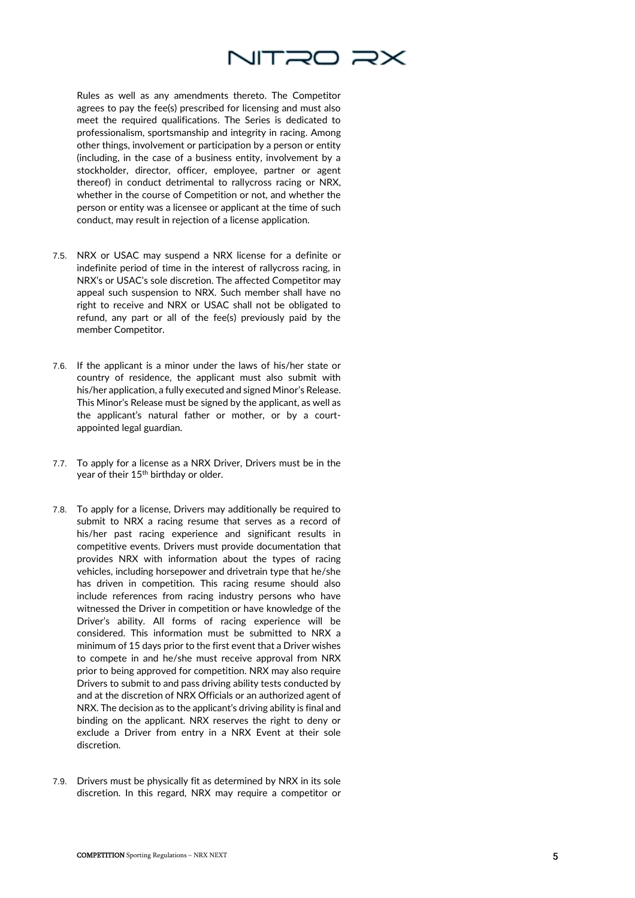Rules as well as any amendments thereto. The Competitor agrees to pay the fee(s) prescribed for licensing and must also meet the required qualifications. The Series is dedicated to professionalism, sportsmanship and integrity in racing. Among other things, involvement or participation by a person or entity (including, in the case of a business entity, involvement by a stockholder, director, officer, employee, partner or agent thereof) in conduct detrimental to rallycross racing or NRX, whether in the course of Competition or not, and whether the person or entity was a licensee or applicant at the time of such conduct, may result in rejection of a license application.

7.5. NRX or USAC may suspend a NRX license for a definite or indefinite period of time in the interest of rallycross racing, in NRX's or USAC's sole discretion. The affected Competitor may appeal such suspension to NRX. Such member shall have no right to receive and NRX or USAC shall not be obligated to refund, any part or all of the fee(s) previously paid by the member Competitor.

7.6. If the applicant is a minor under the laws of his/her state or country of residence, the applicant must also submit with his/her application, a fully executed and signed Minor's Release. This Minor's Release must be signed by the applicant, as well as the applicant's natural father or mother, or by a court-appointed legal guardian.

7.7. To apply for a license as a NRX Driver, Drivers must be in the year of their 15th birthday or older.

7.8. To apply for a license, Drivers may additionally be required to submit to NRX a racing resume that serves as a record of his/her past racing experience and significant results in competitive events. Drivers must provide documentation that provides NRX with information about the types of racing vehicles, including horsepower and drivetrain type that he/she has driven in competition. This racing resume should also include references from racing industry persons who have witnessed the Driver in competition or have knowledge of the Driver's ability. All forms of racing experience will be considered. This information must be submitted to NRX a minimum of 15 days prior to the first event that a Driver wishes to compete in and he/she must receive approval from NRX prior to being approved for competition. NRX may also require Drivers to submit to and pass driving ability tests conducted by and at the discretion of NRX Officials or an authorized agent of NRX. The decision as to the applicant's driving ability is final and binding on the applicant. NRX reserves the right to deny or exclude a Driver from entry in a NRX Event at their sole discretion.

7.9. Drivers must be physically fit as determined by NRX in its sole discretion. In this regard, NRX may require a competitor or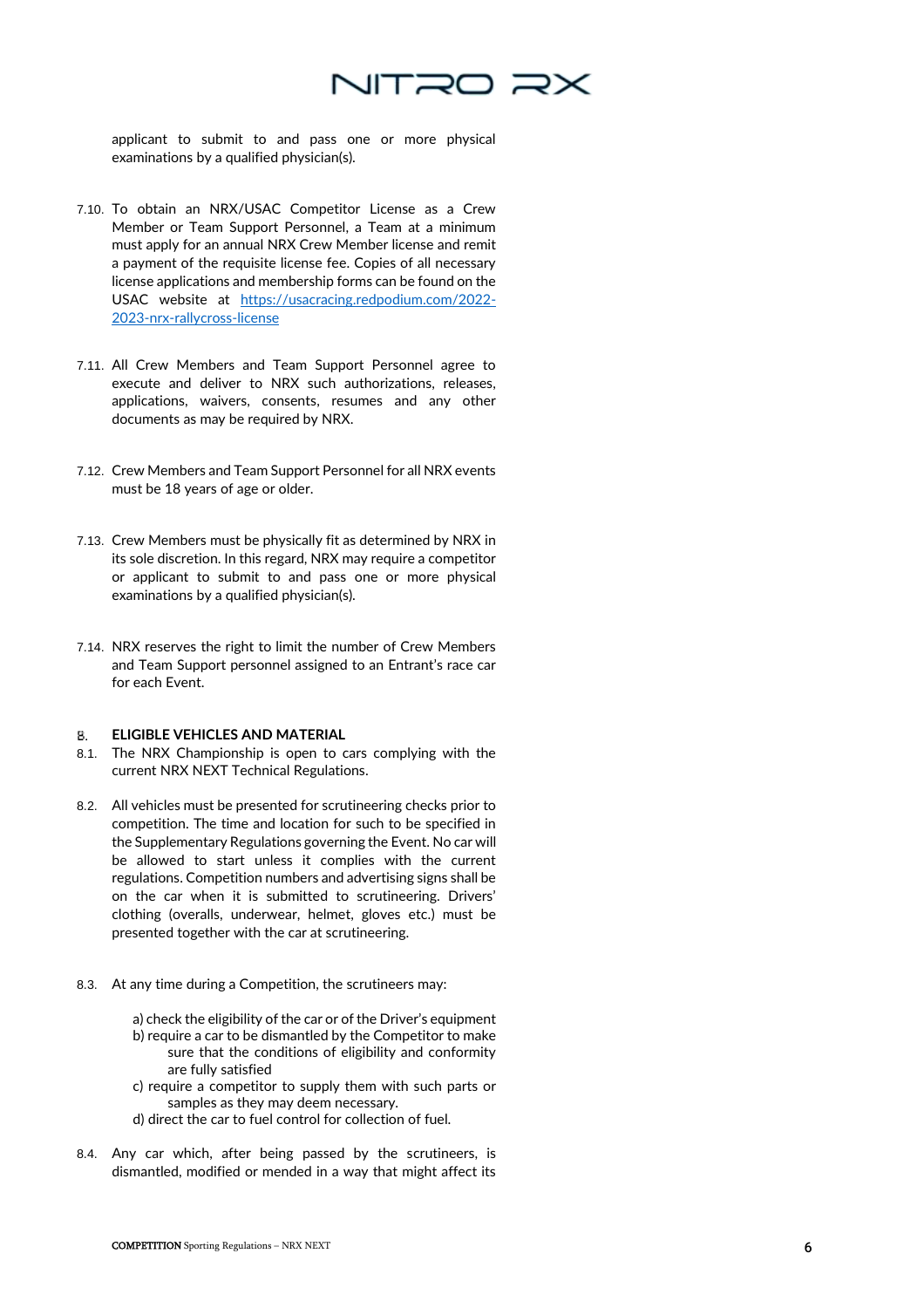applicant to submit to and pass one or more physical examinations by a qualified physician(s).

7.10. To obtain an NRX/USAC Competitor License as a Crew Member or Team Support Personnel, a Team at a minimum must apply for an annual NRX Crew Member license and remit a payment of the requisite license fee. Copies of all necessary license applications and membership forms can be found on the USAC website at [https://usacracing.redpodium.com/2022-2023-nrx-rallycross-license](https://usacracing.redpodium.com/2022-2023-nrx-rallycross-license)

7.11. All Crew Members and Team Support Personnel agree to execute and deliver to NRX such authorizations, releases, applications, waivers, consents, resumes and any other documents as may be required by NRX.

7.12. Crew Members and Team Support Personnel for all NRX events must be 18 years of age or older.

7.13. Crew Members must be physically fit as determined by NRX in its sole discretion. In this regard, NRX may require a competitor or applicant to submit to and pass one or more physical examinations by a qualified physician(s).

7.14. NRX reserves the right to limit the number of Crew Members and Team Support personnel assigned to an Entrant's race car for each Event.

## 8. ELIGIBLE VEHICLES AND MATERIAL

8.1. The NRX Championship is open to cars complying with the current NRX NEXT Technical Regulations.

8.2. All vehicles must be presented for scrutineering checks prior to competition. The time and location for such to be specified in the Supplementary Regulations governing the Event. No car will be allowed to start unless it complies with the current regulations. Competition numbers and advertising signs shall be on the car when it is submitted to scrutineering. Drivers' clothing (overalls, underwear, helmet, gloves etc.) must be presented together with the car at scrutineering.

8.3. At any time during a Competition, the scrutineers may:

- a) check the eligibility of the car or of the Driver's equipment
- b) require a car to be dismantled by the Competitor to make sure that the conditions of eligibility and conformity are fully satisfied
- c) require a competitor to supply them with such parts or samples as they may deem necessary.
- d) direct the car to fuel control for collection of fuel.

8.4. Any car which, after being passed by the scrutineers, is dismantled, modified or mended in a way that might affect its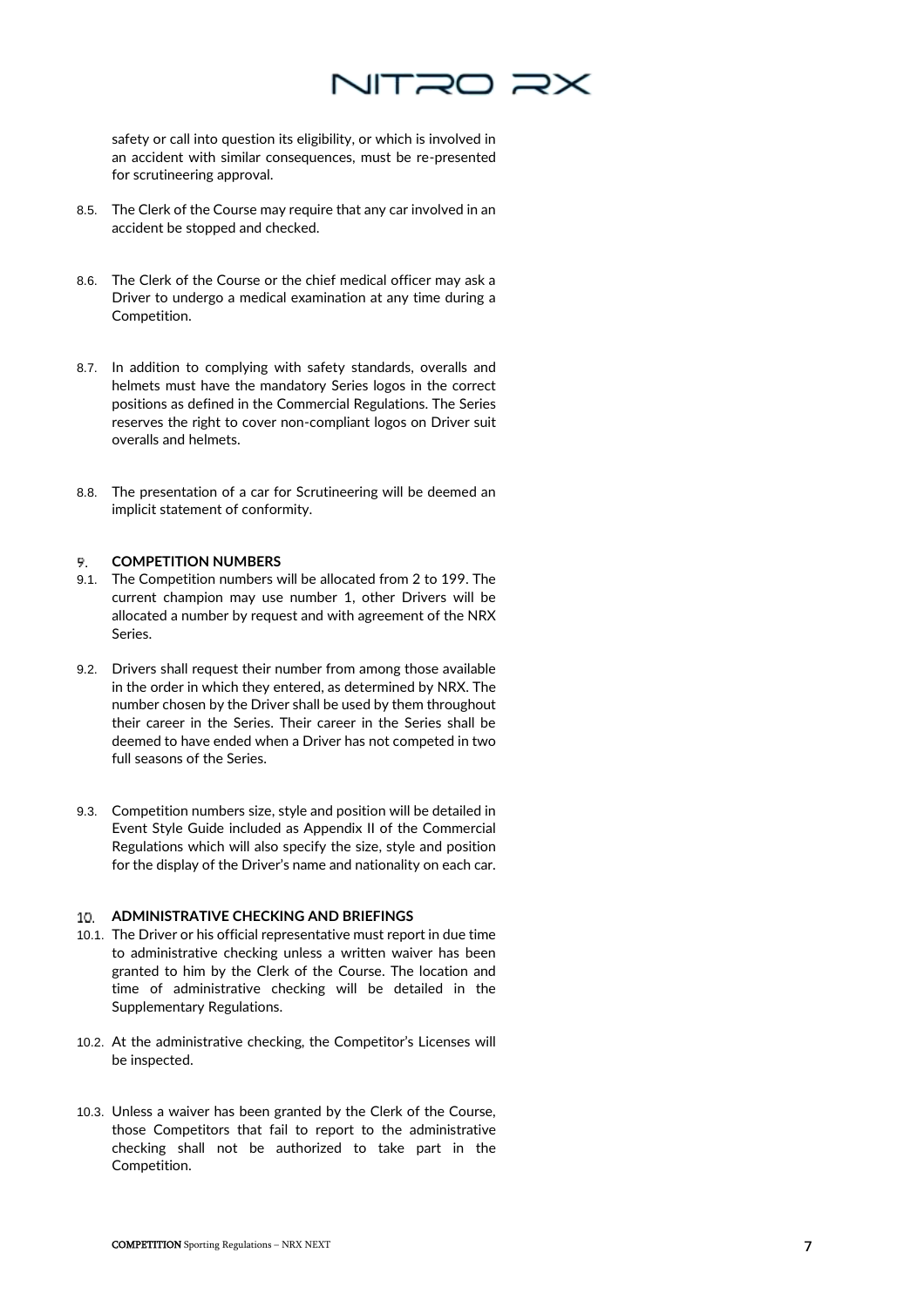safety or call into question its eligibility, or which is involved in an accident with similar consequences, must be re-presented for scrutineering approval.

8.5. The Clerk of the Course may require that any car involved in an accident be stopped and checked.

8.6. The Clerk of the Course or the chief medical officer may ask a Driver to undergo a medical examination at any time during a Competition.

8.7. In addition to complying with safety standards, overalls and helmets must have the mandatory Series logos in the correct positions as defined in the Commercial Regulations. The Series reserves the right to cover non-compliant logos on Driver suit overalls and helmets.

8.8. The presentation of a car for Scrutineering will be deemed an implicit statement of conformity.

## 9. COMPETITION NUMBERS

9.1. The Competition numbers will be allocated from 2 to 199. The current champion may use number 1, other Drivers will be allocated a number by request and with agreement of the NRX Series.

9.2. Drivers shall request their number from among those available in the order in which they entered, as determined by NRX. The number chosen by the Driver shall be used by them throughout their career in the Series. Their career in the Series shall be deemed to have ended when a Driver has not competed in two full seasons of the Series.

9.3. Competition numbers size, style and position will be detailed in Event Style Guide included as Appendix II of the Commercial Regulations which will also specify the size, style and position for the display of the Driver's name and nationality on each car.

## 10. ADMINISTRATIVE CHECKING AND BRIEFINGS

10.1. The Driver or his official representative must report in due time to administrative checking unless a written waiver has been granted to him by the Clerk of the Course. The location and time of administrative checking will be detailed in the Supplementary Regulations.

10.2. At the administrative checking, the Competitor's Licenses will be inspected.

10.3. Unless a waiver has been granted by the Clerk of the Course, those Competitors that fail to report to the administrative checking shall not be authorized to take part in the Competition.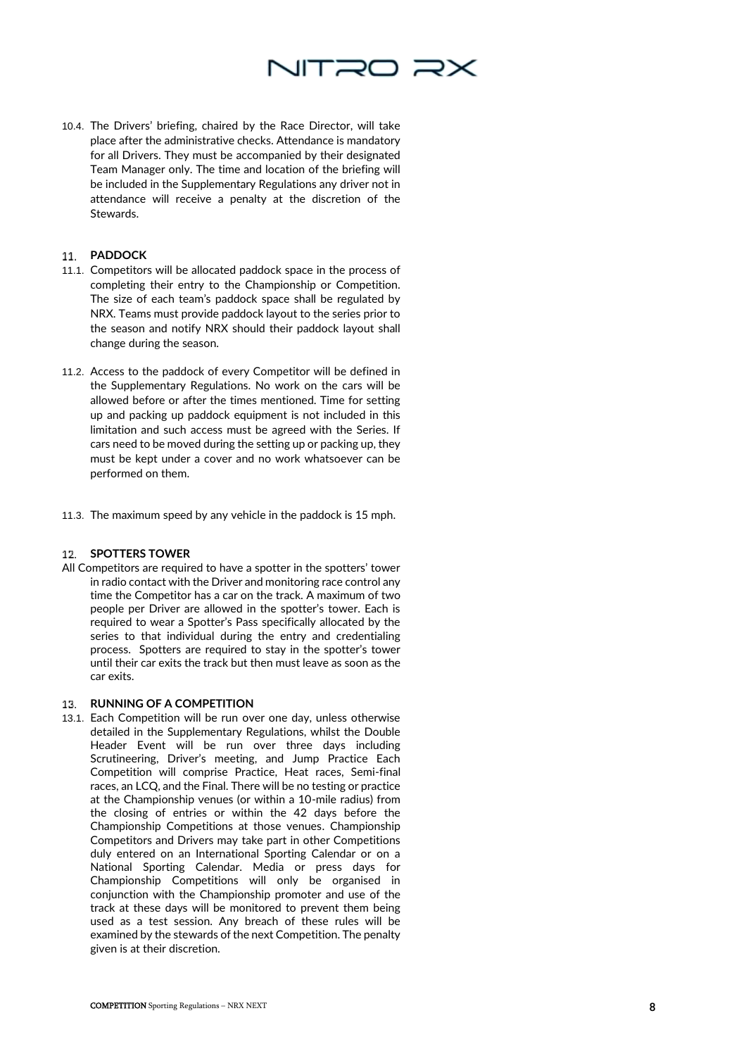10.4. The Drivers' briefing, chaired by the Race Director, will take place after the administrative checks. Attendance is mandatory for all Drivers. They must be accompanied by their designated Team Manager only. The time and location of the briefing will be included in the Supplementary Regulations any driver not in attendance will receive a penalty at the discretion of the Stewards.

## 11. PADDOCK

11.1. Competitors will be allocated paddock space in the process of completing their entry to the Championship or Competition. The size of each team's paddock space shall be regulated by NRX. Teams must provide paddock layout to the series prior to the season and notify NRX should their paddock layout shall change during the season.

11.2. Access to the paddock of every Competitor will be defined in the Supplementary Regulations. No work on the cars will be allowed before or after the times mentioned. Time for setting up and packing up paddock equipment is not included in this limitation and such access must be agreed with the Series. If cars need to be moved during the setting up or packing up, they must be kept under a cover and no work whatsoever can be performed on them.

11.3. The maximum speed by any vehicle in the paddock is 15 mph.

## 12. SPOTTERS TOWER

All Competitors are required to have a spotter in the spotters' tower in radio contact with the Driver and monitoring race control any time the Competitor has a car on the track. A maximum of two people per Driver are allowed in the spotter's tower. Each is required to wear a Spotter's Pass specifically allocated by the series to that individual during the entry and credentialing process. Spotters are required to stay in the spotter's tower until their car exits the track but then must leave as soon as the car exits.

## 13. RUNNING OF A COMPETITION

13.1. Each Competition will be run over one day, unless otherwise detailed in the Supplementary Regulations, whilst the Double Header Event will be run over three days including Scrutineering, Driver's meeting, and Jump Practice Each Competition will comprise Practice, Heat races, Semi-final races, an LCQ, and the Final. There will be no testing or practice at the Championship venues (or within a 10-mile radius) from the closing of entries or within the 42 days before the Championship Competitions at those venues. Championship Competitors and Drivers may take part in other Competitions duly entered on an International Sporting Calendar or on a National Sporting Calendar. Media or press days for Championship Competitions will only be organised in conjunction with the Championship promoter and use of the track at these days will be monitored to prevent them being used as a test session. Any breach of these rules will be examined by the stewards of the next Competition. The penalty given is at their discretion.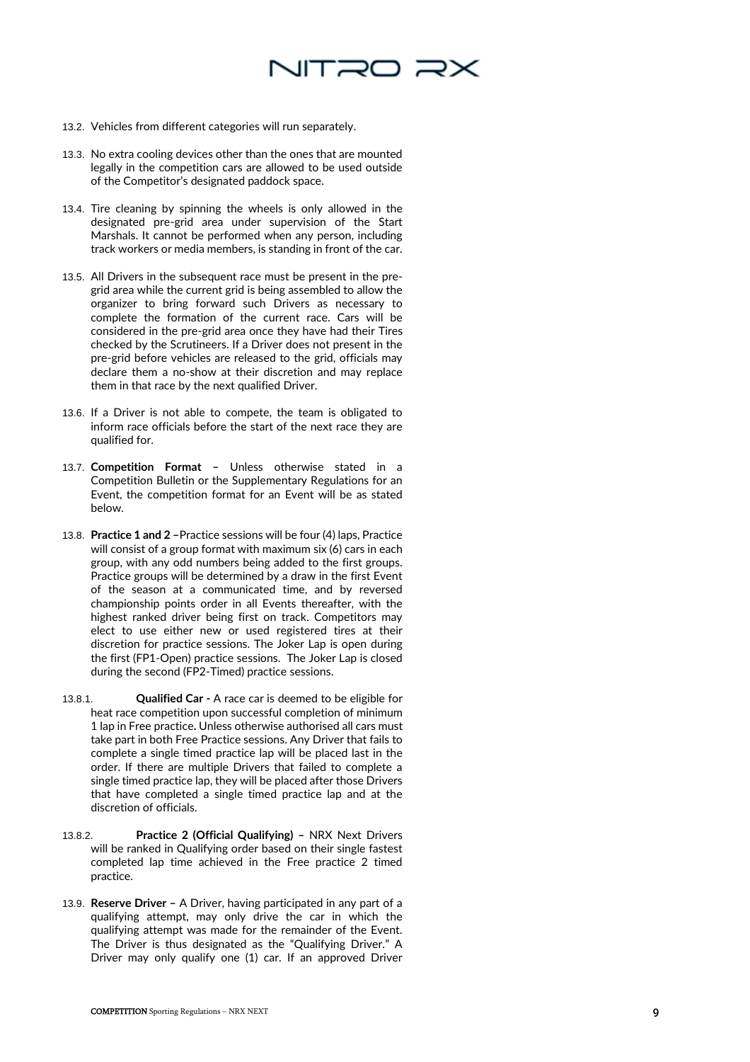13.2. Vehicles from different categories will run separately.

13.3. No extra cooling devices other than the ones that are mounted legally in the competition cars are allowed to be used outside of the Competitor's designated paddock space.

13.4. Tire cleaning by spinning the wheels is only allowed in the designated pre-grid area under supervision of the Start Marshals. It cannot be performed when any person, including track workers or media members, is standing in front of the car.

13.5. All Drivers in the subsequent race must be present in the pre-grid area while the current grid is being assembled to allow the organizer to bring forward such Drivers as necessary to complete the formation of the current race. Cars will be considered in the pre-grid area once they have had their Tires checked by the Scrutineers. If a Driver does not present in the pre-grid before vehicles are released to the grid, officials may declare them a no-show at their discretion and may replace them in that race by the next qualified Driver.

13.6. If a Driver is not able to compete, the team is obligated to inform race officials before the start of the next race they are qualified for.

13.7. **Competition Format –** Unless otherwise stated in a Competition Bulletin or the Supplementary Regulations for an Event, the competition format for an Event will be as stated below.

13.8. **Practice 1 and 2 –**Practice sessions will be four (4) laps, Practice will consist of a group format with maximum six (6) cars in each group, with any odd numbers being added to the first groups. Practice groups will be determined by a draw in the first Event of the season at a communicated time, and by reversed championship points order in all Events thereafter, with the highest ranked driver being first on track. Competitors may elect to use either new or used registered tires at their discretion for practice sessions. The Joker Lap is open during the first (FP1-Open) practice sessions. The Joker Lap is closed during the second (FP2-Timed) practice sessions.

13.8.1. **Qualified Car -** A race car is deemed to be eligible for heat race competition upon successful completion of minimum 1 lap in Free practice**.** Unless otherwise authorised all cars must take part in both Free Practice sessions. Any Driver that fails to complete a single timed practice lap will be placed last in the order. If there are multiple Drivers that failed to complete a single timed practice lap, they will be placed after those Drivers that have completed a single timed practice lap and at the discretion of officials.

13.8.2. **Practice 2 (Official Qualifying) –** NRX Next Drivers will be ranked in Qualifying order based on their single fastest completed lap time achieved in the Free practice 2 timed practice.

13.9. **Reserve Driver –** A Driver, having participated in any part of a qualifying attempt, may only drive the car in which the qualifying attempt was made for the remainder of the Event. The Driver is thus designated as the "Qualifying Driver." A Driver may only qualify one (1) car. If an approved Driver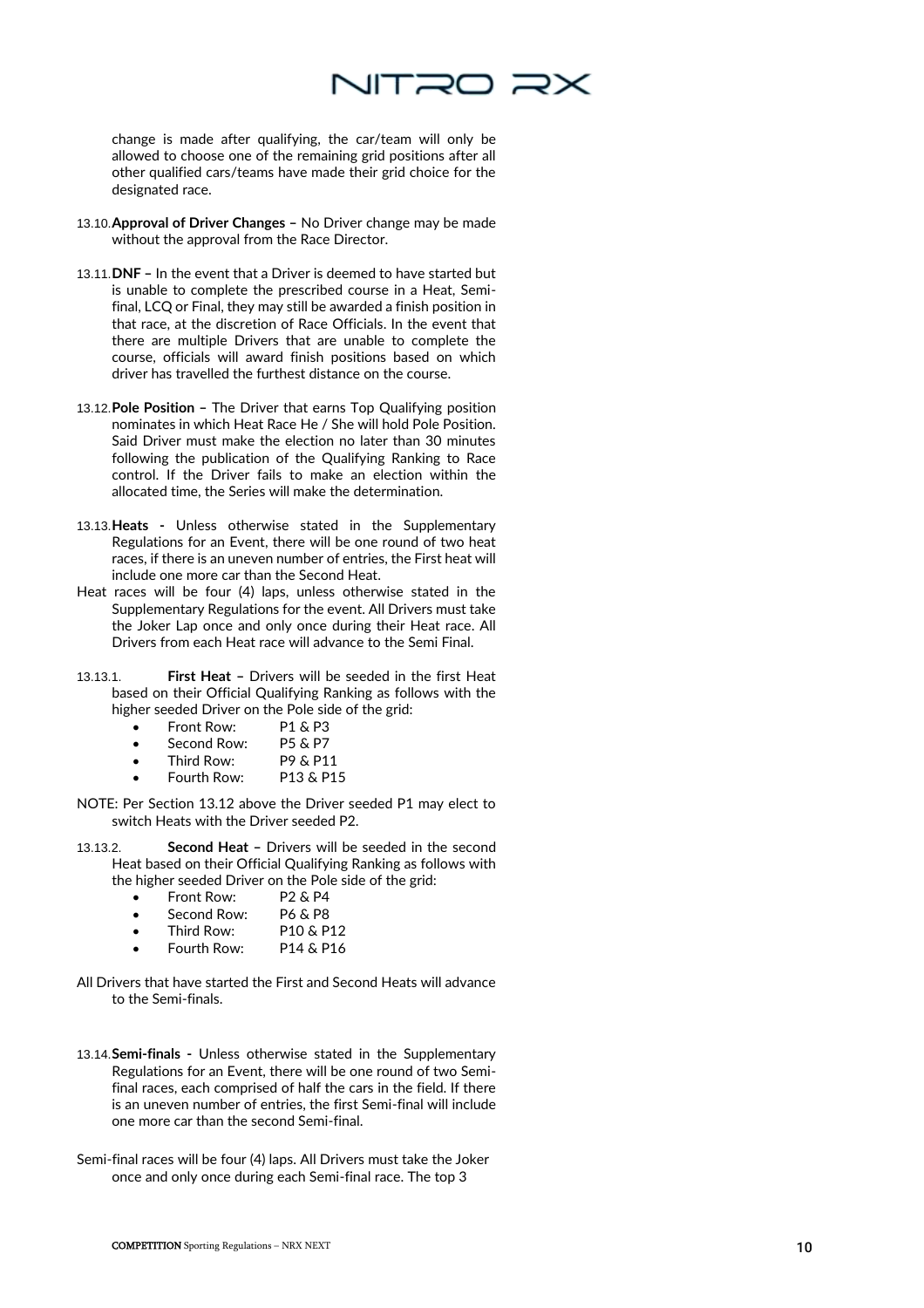change is made after qualifying, the car/team will only be allowed to choose one of the remaining grid positions after all other qualified cars/teams have made their grid choice for the designated race.

13.10. **Approval of Driver Changes –** No Driver change may be made without the approval from the Race Director.

13.11. **DNF –** In the event that a Driver is deemed to have started but is unable to complete the prescribed course in a Heat, Semi-final, LCQ or Final, they may still be awarded a finish position in that race, at the discretion of Race Officials. In the event that there are multiple Drivers that are unable to complete the course, officials will award finish positions based on which driver has travelled the furthest distance on the course.

13.12. **Pole Position –** The Driver that earns Top Qualifying position nominates in which Heat Race He / She will hold Pole Position. Said Driver must make the election no later than 30 minutes following the publication of the Qualifying Ranking to Race control. If the Driver fails to make an election within the allocated time, the Series will make the determination.

13.13. **Heats -** Unless otherwise stated in the Supplementary Regulations for an Event, there will be one round of two heat races, if there is an uneven number of entries, the First heat will include one more car than the Second Heat.

Heat races will be four (4) laps, unless otherwise stated in the Supplementary Regulations for the event. All Drivers must take the Joker Lap once and only once during their Heat race. All Drivers from each Heat race will advance to the Semi Final.

13.13.1. **First Heat –** Drivers will be seeded in the first Heat based on their Official Qualifying Ranking as follows with the higher seeded Driver on the Pole side of the grid:

- Front Row: P1 & P3
- Second Row: P5 & P7
- Third Row: P9 & P11
- Fourth Row: P13 & P15

NOTE: Per Section 13.12 above the Driver seeded P1 may elect to switch Heats with the Driver seeded P2.

13.13.2. **Second Heat –** Drivers will be seeded in the second Heat based on their Official Qualifying Ranking as follows with the higher seeded Driver on the Pole side of the grid:

- Front Row: P2 & P4
- Second Row: P6 & P8
- Third Row: P10 & P12
- Fourth Row: P14 & P16

All Drivers that have started the First and Second Heats will advance to the Semi-finals.

13.14. **Semi-finals -** Unless otherwise stated in the Supplementary Regulations for an Event, there will be one round of two Semi-final races, each comprised of half the cars in the field. If there is an uneven number of entries, the first Semi-final will include one more car than the second Semi-final.

Semi-final races will be four (4) laps. All Drivers must take the Joker once and only once during each Semi-final race. The top 3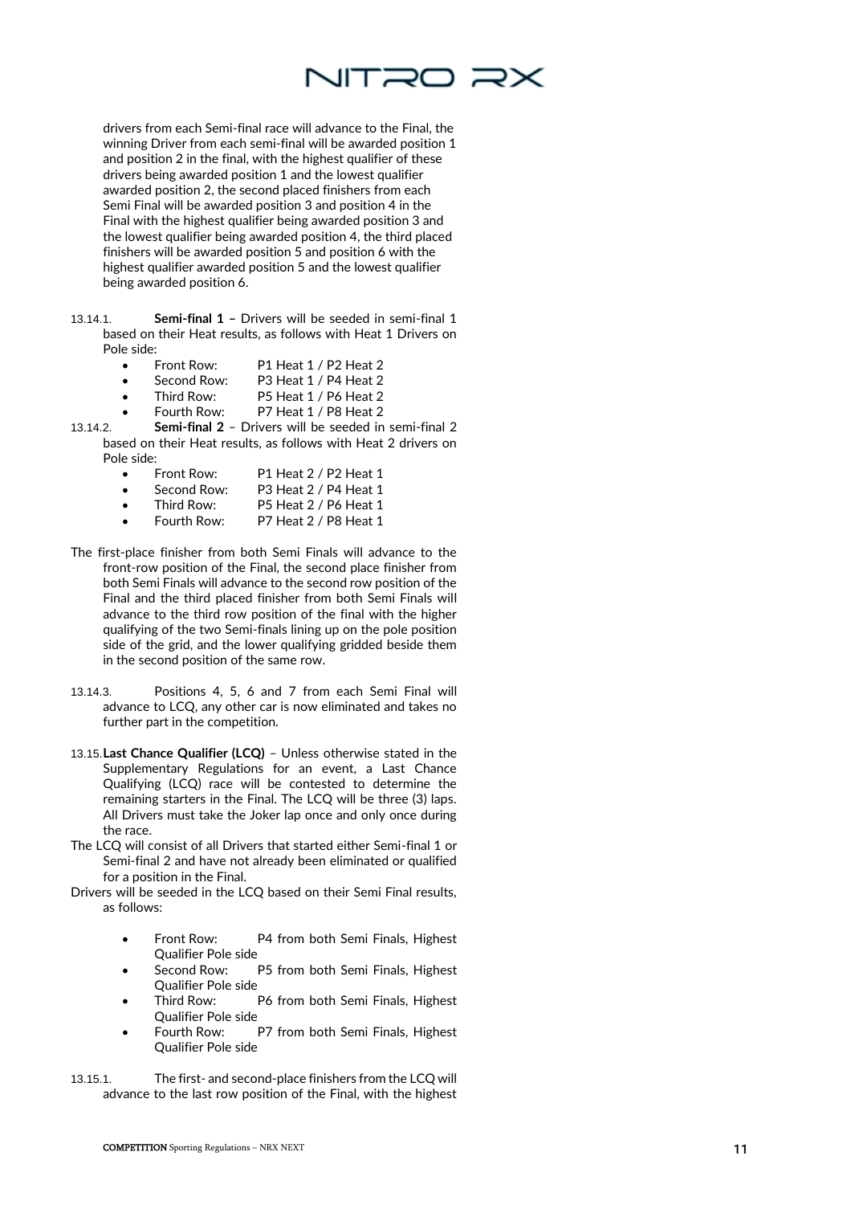drivers from each Semi-final race will advance to the Final, the winning Driver from each semi-final will be awarded position 1 and position 2 in the final, with the highest qualifier of these drivers being awarded position 1 and the lowest qualifier awarded position 2, the second placed finishers from each Semi Final will be awarded position 3 and position 4 in the Final with the highest qualifier being awarded position 3 and the lowest qualifier being awarded position 4, the third placed finishers will be awarded position 5 and position 6 with the highest qualifier awarded position 5 and the lowest qualifier being awarded position 6.

13.14.1. **Semi-final 1 –** Drivers will be seeded in semi-final 1 based on their Heat results, as follows with Heat 1 Drivers on Pole side:

- Front Row: P1 Heat 1 / P2 Heat 2
- Second Row: P3 Heat 1 / P4 Heat 2
- Third Row: P5 Heat 1 / P6 Heat 2
- Fourth Row: P7 Heat 1 / P8 Heat 2

13.14.2. **Semi-final 2** – Drivers will be seeded in semi-final 2 based on their Heat results, as follows with Heat 2 drivers on Pole side:

- Front Row: P1 Heat 2 / P2 Heat 1
- Second Row: P3 Heat 2 / P4 Heat 1
- Third Row: P5 Heat 2 / P6 Heat 1
- Fourth Row: P7 Heat 2 / P8 Heat 1

The first-place finisher from both Semi Finals will advance to the front-row position of the Final, the second place finisher from both Semi Finals will advance to the second row position of the Final and the third placed finisher from both Semi Finals will advance to the third row position of the final with the higher qualifying of the two Semi-finals lining up on the pole position side of the grid, and the lower qualifying gridded beside them in the second position of the same row.

13.14.3. Positions 4, 5, 6 and 7 from each Semi Final will advance to LCQ, any other car is now eliminated and takes no further part in the competition.

13.15. **Last Chance Qualifier (LCQ)** – Unless otherwise stated in the Supplementary Regulations for an event, a Last Chance Qualifying (LCQ) race will be contested to determine the remaining starters in the Final. The LCQ will be three (3) laps. All Drivers must take the Joker lap once and only once during the race.

The LCQ will consist of all Drivers that started either Semi-final 1 or Semi-final 2 and have not already been eliminated or qualified for a position in the Final.

Drivers will be seeded in the LCQ based on their Semi Final results, as follows:

- Front Row: P4 from both Semi Finals, Highest Qualifier Pole side
- Second Row: P5 from both Semi Finals, Highest Qualifier Pole side
- Third Row: P6 from both Semi Finals, Highest Qualifier Pole side
- Fourth Row: P7 from both Semi Finals, Highest Qualifier Pole side

13.15.1. The first- and second-place finishers from the LCQ will advance to the last row position of the Final, with the highest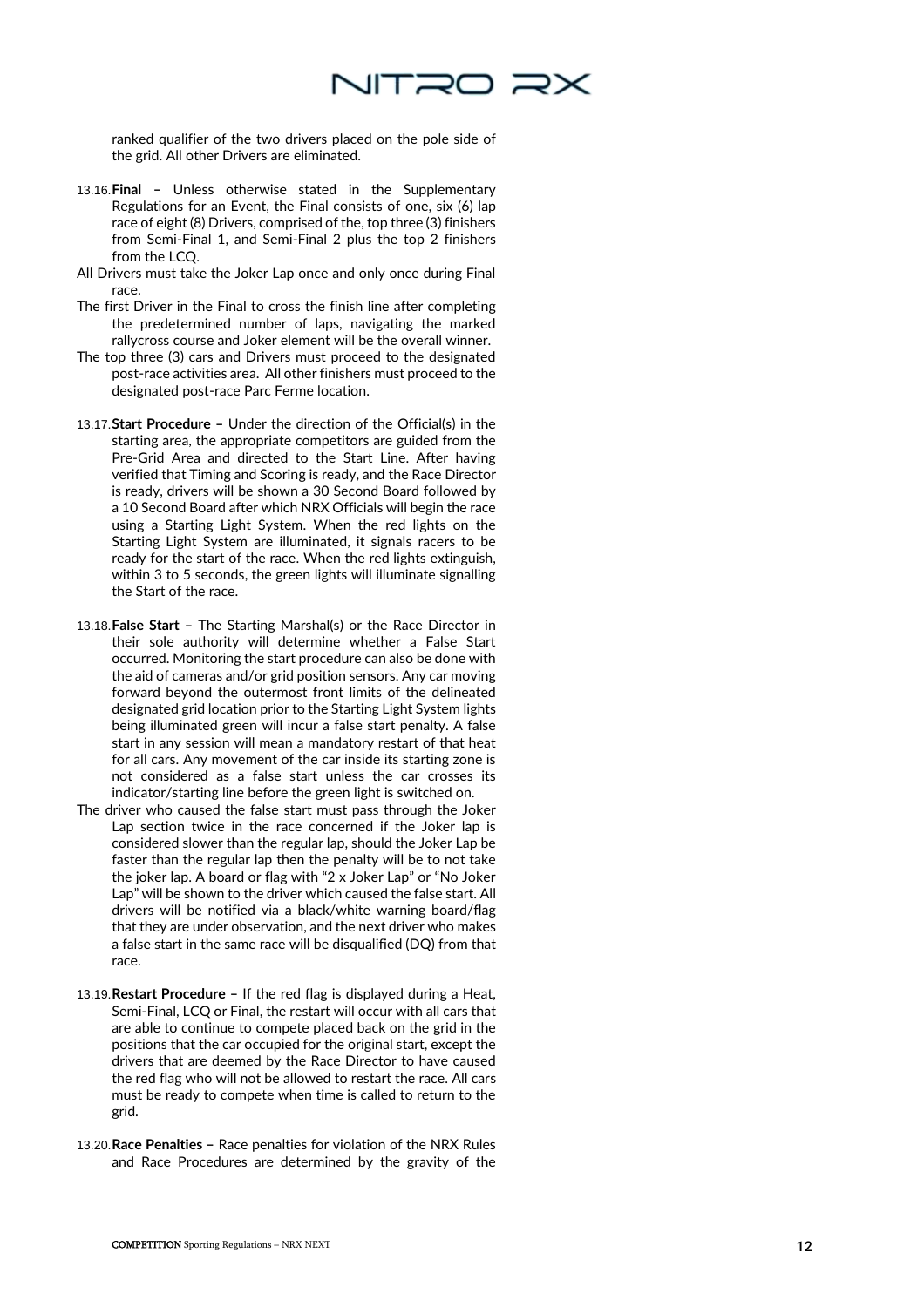ranked qualifier of the two drivers placed on the pole side of the grid. All other Drivers are eliminated.

13.16. **Final –** Unless otherwise stated in the Supplementary Regulations for an Event, the Final consists of one, six (6) lap race of eight (8) Drivers, comprised of the, top three (3) finishers from Semi-Final 1, and Semi-Final 2 plus the top 2 finishers from the LCQ.

All Drivers must take the Joker Lap once and only once during Final race.

The first Driver in the Final to cross the finish line after completing the predetermined number of laps, navigating the marked rallycross course and Joker element will be the overall winner.

The top three (3) cars and Drivers must proceed to the designated post-race activities area. All other finishers must proceed to the designated post-race Parc Ferme location.

13.17. **Start Procedure –** Under the direction of the Official(s) in the starting area, the appropriate competitors are guided from the Pre-Grid Area and directed to the Start Line. After having verified that Timing and Scoring is ready, and the Race Director is ready, drivers will be shown a 30 Second Board followed by a 10 Second Board after which NRX Officials will begin the race using a Starting Light System. When the red lights on the Starting Light System are illuminated, it signals racers to be ready for the start of the race. When the red lights extinguish, within 3 to 5 seconds, the green lights will illuminate signalling the Start of the race.

13.18. **False Start –** The Starting Marshal(s) or the Race Director in their sole authority will determine whether a False Start occurred. Monitoring the start procedure can also be done with the aid of cameras and/or grid position sensors. Any car moving forward beyond the outermost front limits of the delineated designated grid location prior to the Starting Light System lights being illuminated green will incur a false start penalty. A false start in any session will mean a mandatory restart of that heat for all cars. Any movement of the car inside its starting zone is not considered as a false start unless the car crosses its indicator/starting line before the green light is switched on.

The driver who caused the false start must pass through the Joker Lap section twice in the race concerned if the Joker lap is considered slower than the regular lap, should the Joker Lap be faster than the regular lap then the penalty will be to not take the joker lap. A board or flag with "2 x Joker Lap" or "No Joker Lap" will be shown to the driver which caused the false start. All drivers will be notified via a black/white warning board/flag that they are under observation, and the next driver who makes a false start in the same race will be disqualified (DQ) from that race.

13.19. **Restart Procedure –** If the red flag is displayed during a Heat, Semi-Final, LCQ or Final, the restart will occur with all cars that are able to continue to compete placed back on the grid in the positions that the car occupied for the original start, except the drivers that are deemed by the Race Director to have caused the red flag who will not be allowed to restart the race. All cars must be ready to compete when time is called to return to the grid.

13.20. **Race Penalties –** Race penalties for violation of the NRX Rules and Race Procedures are determined by the gravity of the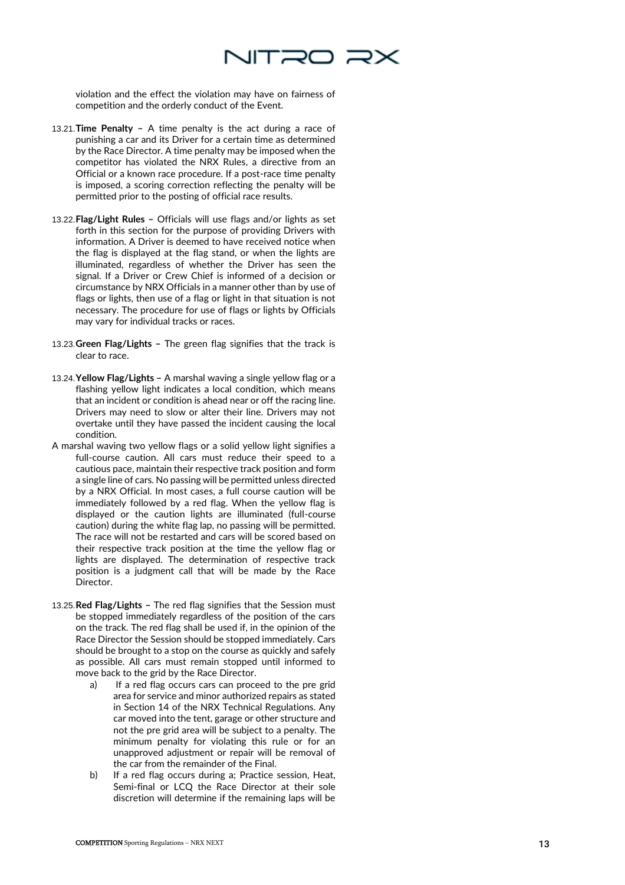violation and the effect the violation may have on fairness of competition and the orderly conduct of the Event.

13.21. **Time Penalty –** A time penalty is the act during a race of punishing a car and its Driver for a certain time as determined by the Race Director. A time penalty may be imposed when the competitor has violated the NRX Rules, a directive from an Official or a known race procedure. If a post-race time penalty is imposed, a scoring correction reflecting the penalty will be permitted prior to the posting of official race results.

13.22. **Flag/Light Rules –** Officials will use flags and/or lights as set forth in this section for the purpose of providing Drivers with information. A Driver is deemed to have received notice when the flag is displayed at the flag stand, or when the lights are illuminated, regardless of whether the Driver has seen the signal. If a Driver or Crew Chief is informed of a decision or circumstance by NRX Officials in a manner other than by use of flags or lights, then use of a flag or light in that situation is not necessary. The procedure for use of flags or lights by Officials may vary for individual tracks or races.

13.23. **Green Flag/Lights –** The green flag signifies that the track is clear to race.

13.24. **Yellow Flag/Lights –** A marshal waving a single yellow flag or a flashing yellow light indicates a local condition, which means that an incident or condition is ahead near or off the racing line. Drivers may need to slow or alter their line. Drivers may not overtake until they have passed the incident causing the local condition.

A marshal waving two yellow flags or a solid yellow light signifies a full-course caution. All cars must reduce their speed to a cautious pace, maintain their respective track position and form a single line of cars. No passing will be permitted unless directed by a NRX Official. In most cases, a full course caution will be immediately followed by a red flag. When the yellow flag is displayed or the caution lights are illuminated (full-course caution) during the white flag lap, no passing will be permitted. The race will not be restarted and cars will be scored based on their respective track position at the time the yellow flag or lights are displayed. The determination of respective track position is a judgment call that will be made by the Race Director.

13.25. **Red Flag/Lights –** The red flag signifies that the Session must be stopped immediately regardless of the position of the cars on the track. The red flag shall be used if, in the opinion of the Race Director the Session should be stopped immediately. Cars should be brought to a stop on the course as quickly and safely as possible. All cars must remain stopped until informed to move back to the grid by the Race Director.

a) If a red flag occurs cars can proceed to the pre grid area for service and minor authorized repairs as stated in Section 14 of the NRX Technical Regulations. Any car moved into the tent, garage or other structure and not the pre grid area will be subject to a penalty. The minimum penalty for violating this rule or for an unapproved adjustment or repair will be removal of the car from the remainder of the Final.

b) If a red flag occurs during a; Practice session, Heat, Semi-final or LCQ the Race Director at their sole discretion will determine if the remaining laps will be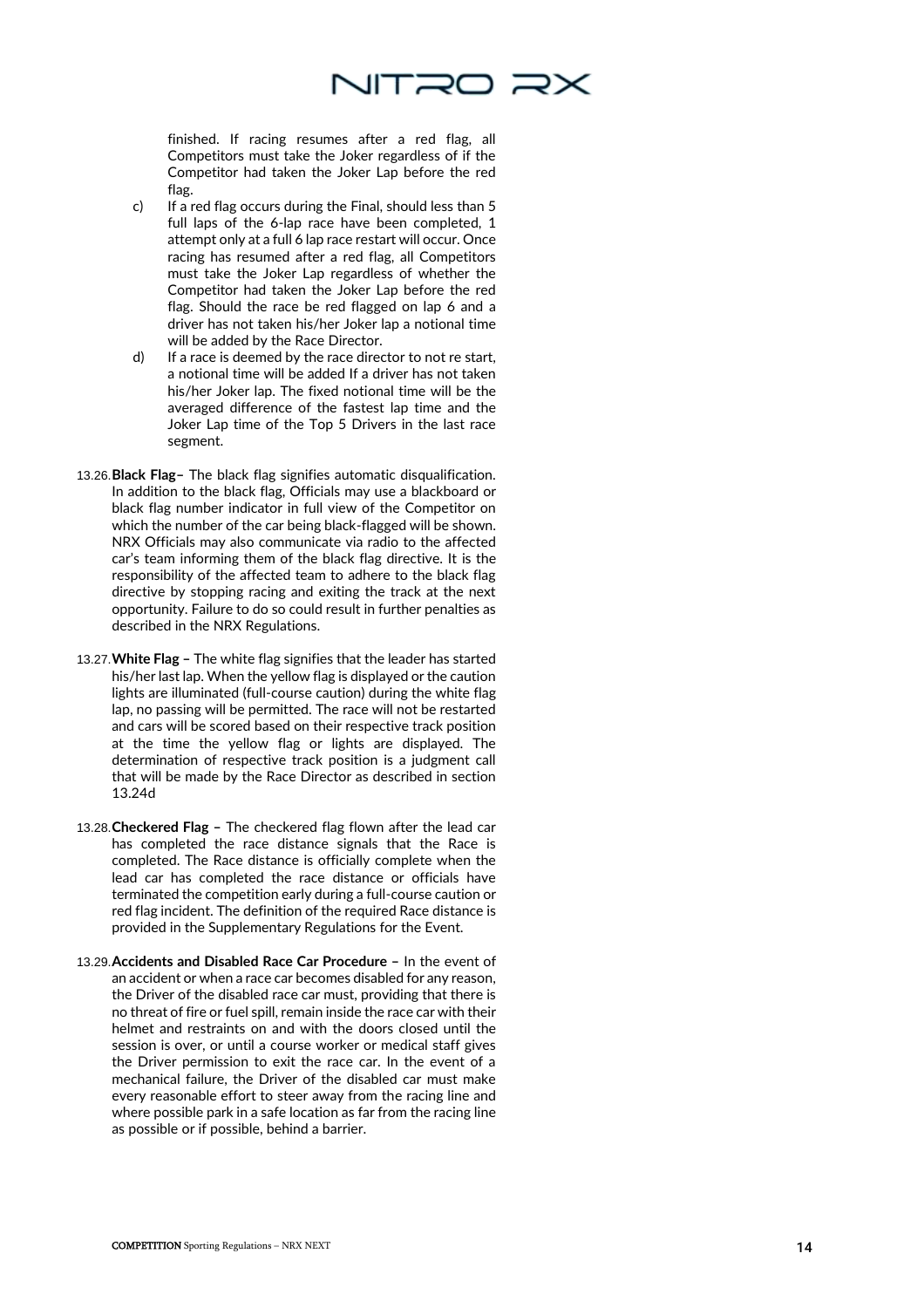finished. If racing resumes after a red flag, all Competitors must take the Joker regardless of if the Competitor had taken the Joker Lap before the red flag.

c) If a red flag occurs during the Final, should less than 5 full laps of the 6-lap race have been completed, 1 attempt only at a full 6 lap race restart will occur. Once racing has resumed after a red flag, all Competitors must take the Joker Lap regardless of whether the Competitor had taken the Joker Lap before the red flag. Should the race be red flagged on lap 6 and a driver has not taken his/her Joker lap a notional time will be added by the Race Director.

d) If a race is deemed by the race director to not re start, a notional time will be added If a driver has not taken his/her Joker lap. The fixed notional time will be the averaged difference of the fastest lap time and the Joker Lap time of the Top 5 Drivers in the last race segment.

13.26. **Black Flag–** The black flag signifies automatic disqualification. In addition to the black flag, Officials may use a blackboard or black flag number indicator in full view of the Competitor on which the number of the car being black-flagged will be shown. NRX Officials may also communicate via radio to the affected car's team informing them of the black flag directive. It is the responsibility of the affected team to adhere to the black flag directive by stopping racing and exiting the track at the next opportunity. Failure to do so could result in further penalties as described in the NRX Regulations.

13.27. **White Flag –** The white flag signifies that the leader has started his/her last lap. When the yellow flag is displayed or the caution lights are illuminated (full-course caution) during the white flag lap, no passing will be permitted. The race will not be restarted and cars will be scored based on their respective track position at the time the yellow flag or lights are displayed. The determination of respective track position is a judgment call that will be made by the Race Director as described in section 13.24d

13.28. **Checkered Flag –** The checkered flag flown after the lead car has completed the race distance signals that the Race is completed. The Race distance is officially complete when the lead car has completed the race distance or officials have terminated the competition early during a full-course caution or red flag incident. The definition of the required Race distance is provided in the Supplementary Regulations for the Event.

13.29. **Accidents and Disabled Race Car Procedure –** In the event of an accident or when a race car becomes disabled for any reason, the Driver of the disabled race car must, providing that there is no threat of fire or fuel spill, remain inside the race car with their helmet and restraints on and with the doors closed until the session is over, or until a course worker or medical staff gives the Driver permission to exit the race car. In the event of a mechanical failure, the Driver of the disabled car must make every reasonable effort to steer away from the racing line and where possible park in a safe location as far from the racing line as possible or if possible, behind a barrier.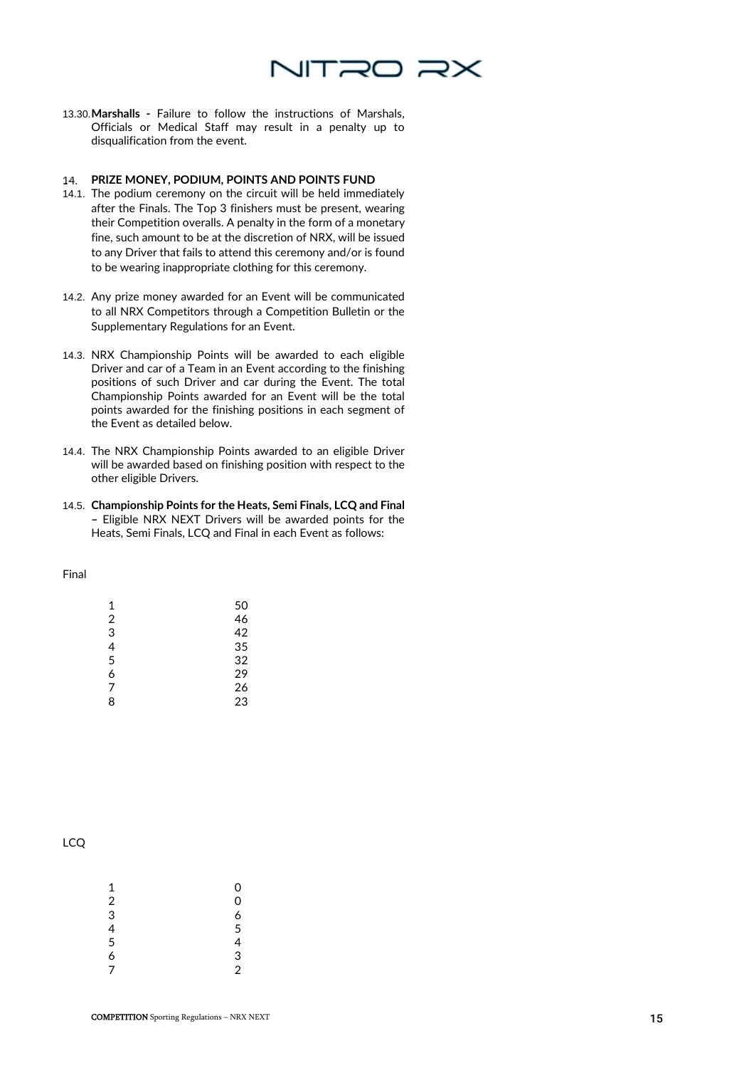13.30. **Marshalls -** Failure to follow the instructions of Marshals, Officials or Medical Staff may result in a penalty up to disqualification from the event.

## 14. PRIZE MONEY, PODIUM, POINTS AND POINTS FUND

14.1. The podium ceremony on the circuit will be held immediately after the Finals. The Top 3 finishers must be present, wearing their Competition overalls. A penalty in the form of a monetary fine, such amount to be at the discretion of NRX, will be issued to any Driver that fails to attend this ceremony and/or is found to be wearing inappropriate clothing for this ceremony.

14.2. Any prize money awarded for an Event will be communicated to all NRX Competitors through a Competition Bulletin or the Supplementary Regulations for an Event.

14.3. NRX Championship Points will be awarded to each eligible Driver and car of a Team in an Event according to the finishing positions of such Driver and car during the Event. The total Championship Points awarded for an Event will be the total points awarded for the finishing positions in each segment of the Event as detailed below.

14.4. The NRX Championship Points awarded to an eligible Driver will be awarded based on finishing position with respect to the other eligible Drivers.

14.5. **Championship Points for the Heats, Semi Finals, LCQ and Final –** Eligible NRX NEXT Drivers will be awarded points for the Heats, Semi Finals, LCQ and Final in each Event as follows:

Final

| Position | Points |
|---|---|
| 1 | 50 |
| 2 | 46 |
| 3 | 42 |
| 4 | 35 |
| 5 | 32 |
| 6 | 29 |
| 7 | 26 |
| 8 | 23 |

LCQ

| Position | Points |
|---|---|
| 1 | 0 |
| 2 | 0 |
| 3 | 6 |
| 4 | 5 |
| 5 | 4 |
| 6 | 3 |
| 7 | 2 |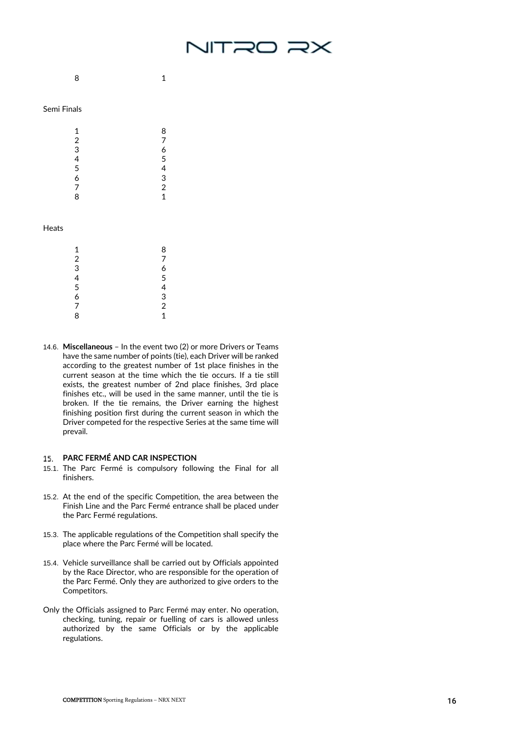| | |
|---|---|
| 8 | 1 |

Semi Finals

| | |
|---|---|
| 1 | 8 |
| 2 | 7 |
| 3 | 6 |
| 4 | 5 |
| 5 | 4 |
| 6 | 3 |
| 7 | 2 |
| 8 | 1 |

Heats

| | |
|---|---|
| 1 | 8 |
| 2 | 7 |
| 3 | 6 |
| 4 | 5 |
| 5 | 4 |
| 6 | 3 |
| 7 | 2 |
| 8 | 1 |

14.6. **Miscellaneous** – In the event two (2) or more Drivers or Teams have the same number of points (tie), each Driver will be ranked according to the greatest number of 1st place finishes in the current season at the time which the tie occurs. If a tie still exists, the greatest number of 2nd place finishes, 3rd place finishes etc., will be used in the same manner, until the tie is broken. If the tie remains, the Driver earning the highest finishing position first during the current season in which the Driver competed for the respective Series at the same time will prevail.

## 15. PARC FERMÉ AND CAR INSPECTION

15.1. The Parc Fermé is compulsory following the Final for all finishers.

15.2. At the end of the specific Competition, the area between the Finish Line and the Parc Fermé entrance shall be placed under the Parc Fermé regulations.

15.3. The applicable regulations of the Competition shall specify the place where the Parc Fermé will be located.

15.4. Vehicle surveillance shall be carried out by Officials appointed by the Race Director, who are responsible for the operation of the Parc Fermé. Only they are authorized to give orders to the Competitors.

Only the Officials assigned to Parc Fermé may enter. No operation, checking, tuning, repair or fuelling of cars is allowed unless authorized by the same Officials or by the applicable regulations.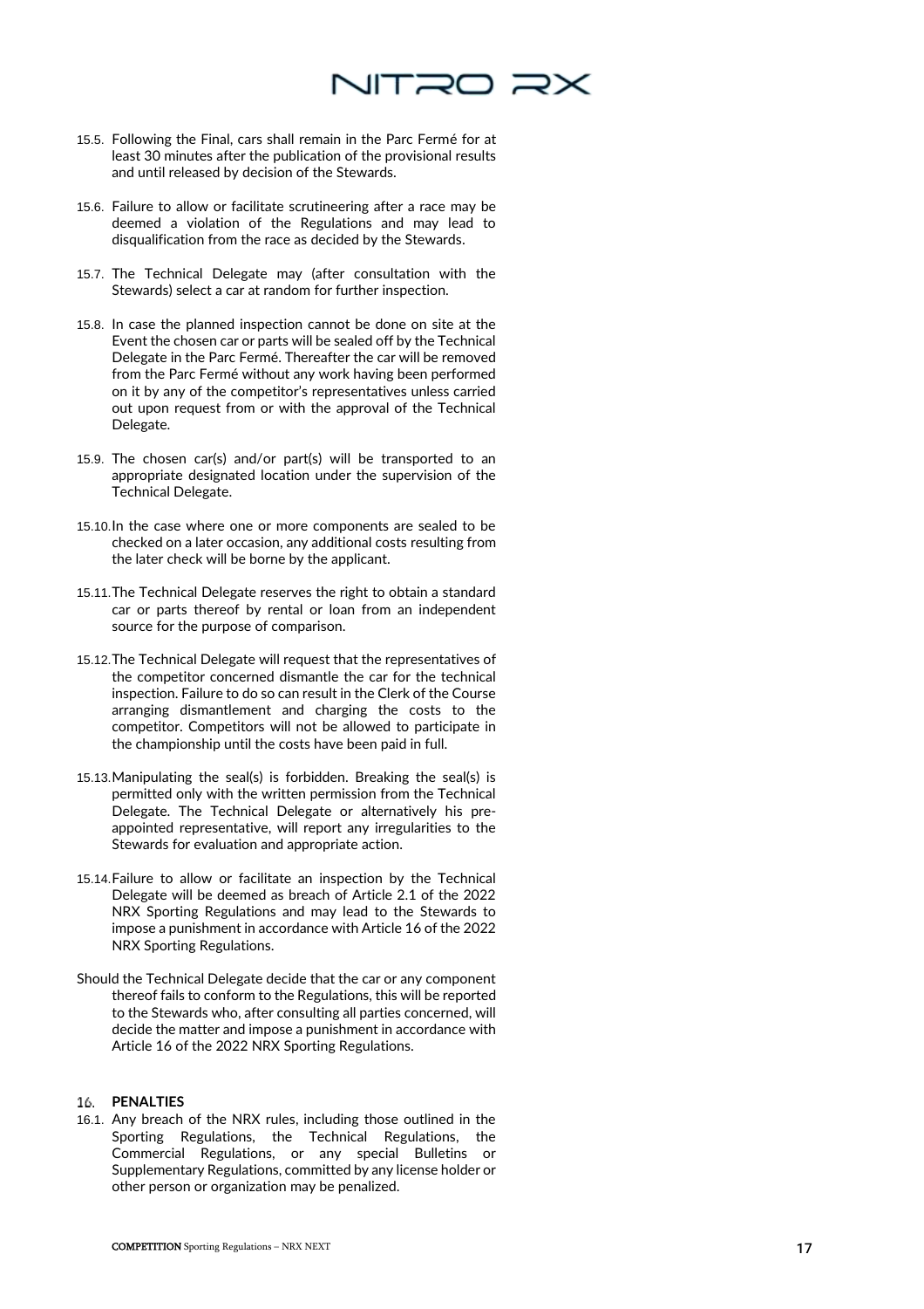15.5. Following the Final, cars shall remain in the Parc Fermé for at least 30 minutes after the publication of the provisional results and until released by decision of the Stewards.

15.6. Failure to allow or facilitate scrutineering after a race may be deemed a violation of the Regulations and may lead to disqualification from the race as decided by the Stewards.

15.7. The Technical Delegate may (after consultation with the Stewards) select a car at random for further inspection.

15.8. In case the planned inspection cannot be done on site at the Event the chosen car or parts will be sealed off by the Technical Delegate in the Parc Fermé. Thereafter the car will be removed from the Parc Fermé without any work having been performed on it by any of the competitor's representatives unless carried out upon request from or with the approval of the Technical Delegate.

15.9. The chosen car(s) and/or part(s) will be transported to an appropriate designated location under the supervision of the Technical Delegate.

15.10. In the case where one or more components are sealed to be checked on a later occasion, any additional costs resulting from the later check will be borne by the applicant.

15.11. The Technical Delegate reserves the right to obtain a standard car or parts thereof by rental or loan from an independent source for the purpose of comparison.

15.12. The Technical Delegate will request that the representatives of the competitor concerned dismantle the car for the technical inspection. Failure to do so can result in the Clerk of the Course arranging dismantlement and charging the costs to the competitor. Competitors will not be allowed to participate in the championship until the costs have been paid in full.

15.13. Manipulating the seal(s) is forbidden. Breaking the seal(s) is permitted only with the written permission from the Technical Delegate. The Technical Delegate or alternatively his pre-appointed representative, will report any irregularities to the Stewards for evaluation and appropriate action.

15.14. Failure to allow or facilitate an inspection by the Technical Delegate will be deemed as breach of Article 2.1 of the 2022 NRX Sporting Regulations and may lead to the Stewards to impose a punishment in accordance with Article 16 of the 2022 NRX Sporting Regulations.

Should the Technical Delegate decide that the car or any component thereof fails to conform to the Regulations, this will be reported to the Stewards who, after consulting all parties concerned, will decide the matter and impose a punishment in accordance with Article 16 of the 2022 NRX Sporting Regulations.

## 16. PENALTIES

16.1. Any breach of the NRX rules, including those outlined in the Sporting Regulations, the Technical Regulations, the Commercial Regulations, or any special Bulletins or Supplementary Regulations, committed by any license holder or other person or organization may be penalized.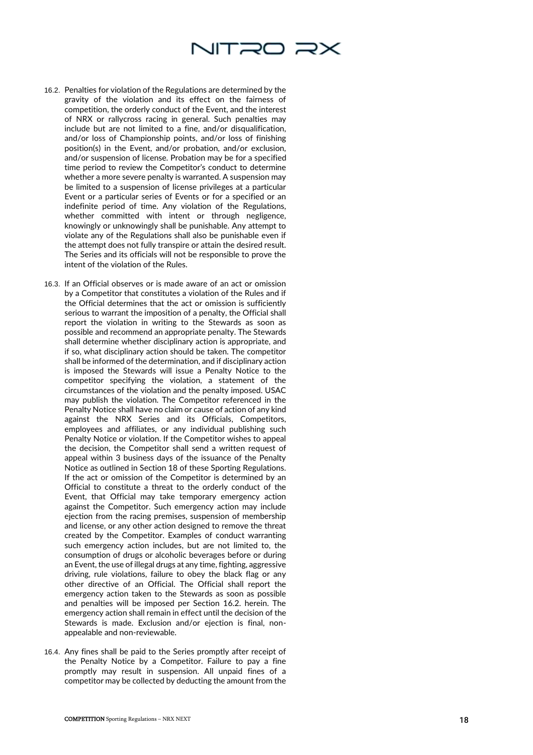16.2. Penalties for violation of the Regulations are determined by the gravity of the violation and its effect on the fairness of competition, the orderly conduct of the Event, and the interest of NRX or rallycross racing in general. Such penalties may include but are not limited to a fine, and/or disqualification, and/or loss of Championship points, and/or loss of finishing position(s) in the Event, and/or probation, and/or exclusion, and/or suspension of license. Probation may be for a specified time period to review the Competitor's conduct to determine whether a more severe penalty is warranted. A suspension may be limited to a suspension of license privileges at a particular Event or a particular series of Events or for a specified or an indefinite period of time. Any violation of the Regulations, whether committed with intent or through negligence, knowingly or unknowingly shall be punishable. Any attempt to violate any of the Regulations shall also be punishable even if the attempt does not fully transpire or attain the desired result. The Series and its officials will not be responsible to prove the intent of the violation of the Rules.

16.3. If an Official observes or is made aware of an act or omission by a Competitor that constitutes a violation of the Rules and if the Official determines that the act or omission is sufficiently serious to warrant the imposition of a penalty, the Official shall report the violation in writing to the Stewards as soon as possible and recommend an appropriate penalty. The Stewards shall determine whether disciplinary action is appropriate, and if so, what disciplinary action should be taken. The competitor shall be informed of the determination, and if disciplinary action is imposed the Stewards will issue a Penalty Notice to the competitor specifying the violation, a statement of the circumstances of the violation and the penalty imposed. USAC may publish the violation. The Competitor referenced in the Penalty Notice shall have no claim or cause of action of any kind against the NRX Series and its Officials, Competitors, employees and affiliates, or any individual publishing such Penalty Notice or violation. If the Competitor wishes to appeal the decision, the Competitor shall send a written request of appeal within 3 business days of the issuance of the Penalty Notice as outlined in Section 18 of these Sporting Regulations. If the act or omission of the Competitor is determined by an Official to constitute a threat to the orderly conduct of the Event, that Official may take temporary emergency action against the Competitor. Such emergency action may include ejection from the racing premises, suspension of membership and license, or any other action designed to remove the threat created by the Competitor. Examples of conduct warranting such emergency action includes, but are not limited to, the consumption of drugs or alcoholic beverages before or during an Event, the use of illegal drugs at any time, fighting, aggressive driving, rule violations, failure to obey the black flag or any other directive of an Official. The Official shall report the emergency action taken to the Stewards as soon as possible and penalties will be imposed per Section 16.2. herein. The emergency action shall remain in effect until the decision of the Stewards is made. Exclusion and/or ejection is final, non-appealable and non-reviewable.

16.4. Any fines shall be paid to the Series promptly after receipt of the Penalty Notice by a Competitor. Failure to pay a fine promptly may result in suspension. All unpaid fines of a competitor may be collected by deducting the amount from the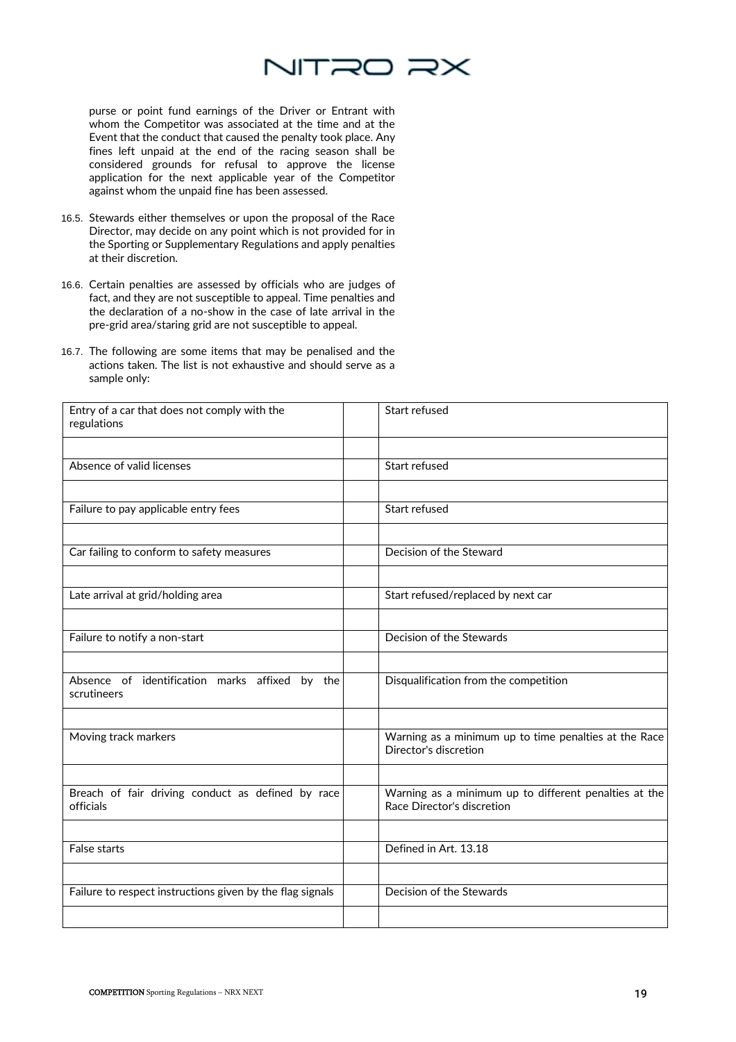purse or point fund earnings of the Driver or Entrant with whom the Competitor was associated at the time and at the Event that the conduct that caused the penalty took place. Any fines left unpaid at the end of the racing season shall be considered grounds for refusal to approve the license application for the next applicable year of the Competitor against whom the unpaid fine has been assessed.

16.5. Stewards either themselves or upon the proposal of the Race Director, may decide on any point which is not provided for in the Sporting or Supplementary Regulations and apply penalties at their discretion.

16.6. Certain penalties are assessed by officials who are judges of fact, and they are not susceptible to appeal. Time penalties and the declaration of a no-show in the case of late arrival in the pre-grid area/staring grid are not susceptible to appeal.

16.7. The following are some items that may be penalised and the actions taken. The list is not exhaustive and should serve as a sample only:

| | | |
|---|---|---|
| Entry of a car that does not comply with the regulations | | Start refused |
| | | |
| Absence of valid licenses | | Start refused |
| | | |
| Failure to pay applicable entry fees | | Start refused |
| | | |
| Car failing to conform to safety measures | | Decision of the Steward |
| | | |
| Late arrival at grid/holding area | | Start refused/replaced by next car |
| | | |
| Failure to notify a non-start | | Decision of the Stewards |
| | | |
| Absence of identification marks affixed by the scrutineers | | Disqualification from the competition |
| | | |
| Moving track markers | | Warning as a minimum up to time penalties at the Race Director's discretion |
| | | |
| Breach of fair driving conduct as defined by race officials | | Warning as a minimum up to different penalties at the Race Director's discretion |
| | | |
| False starts | | Defined in Art. 13.18 |
| | | |
| Failure to respect instructions given by the flag signals | | Decision of the Stewards |
| | | |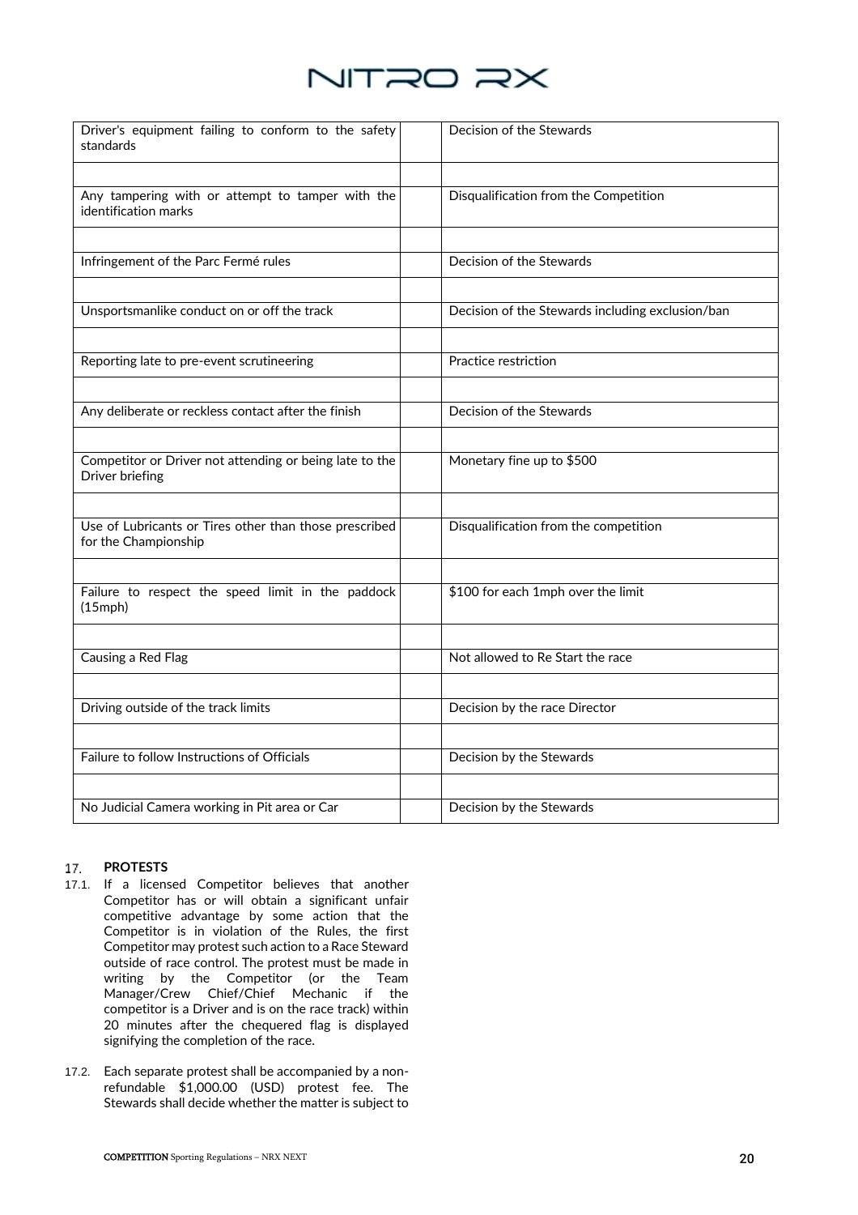| | | |
|---|---|---|
| Driver's equipment failing to conform to the safety standards | | Decision of the Stewards |
| | | |
| Any tampering with or attempt to tamper with the identification marks | | Disqualification from the Competition |
| | | |
| Infringement of the Parc Fermé rules | | Decision of the Stewards |
| | | |
| Unsportsmanlike conduct on or off the track | | Decision of the Stewards including exclusion/ban |
| | | |
| Reporting late to pre-event scrutineering | | Practice restriction |
| | | |
| Any deliberate or reckless contact after the finish | | Decision of the Stewards |
| | | |
| Competitor or Driver not attending or being late to the Driver briefing | | Monetary fine up to $500 |
| | | |
| Use of Lubricants or Tires other than those prescribed for the Championship | | Disqualification from the competition |
| | | |
| Failure to respect the speed limit in the paddock (15mph) | | $100 for each 1mph over the limit |
| | | |
| Causing a Red Flag | | Not allowed to Re Start the race |
| | | |
| Driving outside of the track limits | | Decision by the race Director |
| | | |
| Failure to follow Instructions of Officials | | Decision by the Stewards |
| | | |
| No Judicial Camera working in Pit area or Car | | Decision by the Stewards |

## 17. PROTESTS

17.1. If a licensed Competitor believes that another Competitor has or will obtain a significant unfair competitive advantage by some action that the Competitor is in violation of the Rules, the first Competitor may protest such action to a Race Steward outside of race control. The protest must be made in writing by the Competitor (or the Team Manager/Crew Chief/Chief Mechanic if the competitor is a Driver and is on the race track) within 20 minutes after the chequered flag is displayed signifying the completion of the race.

17.2. Each separate protest shall be accompanied by a non-refundable $1,000.00 (USD) protest fee. The Stewards shall decide whether the matter is subject to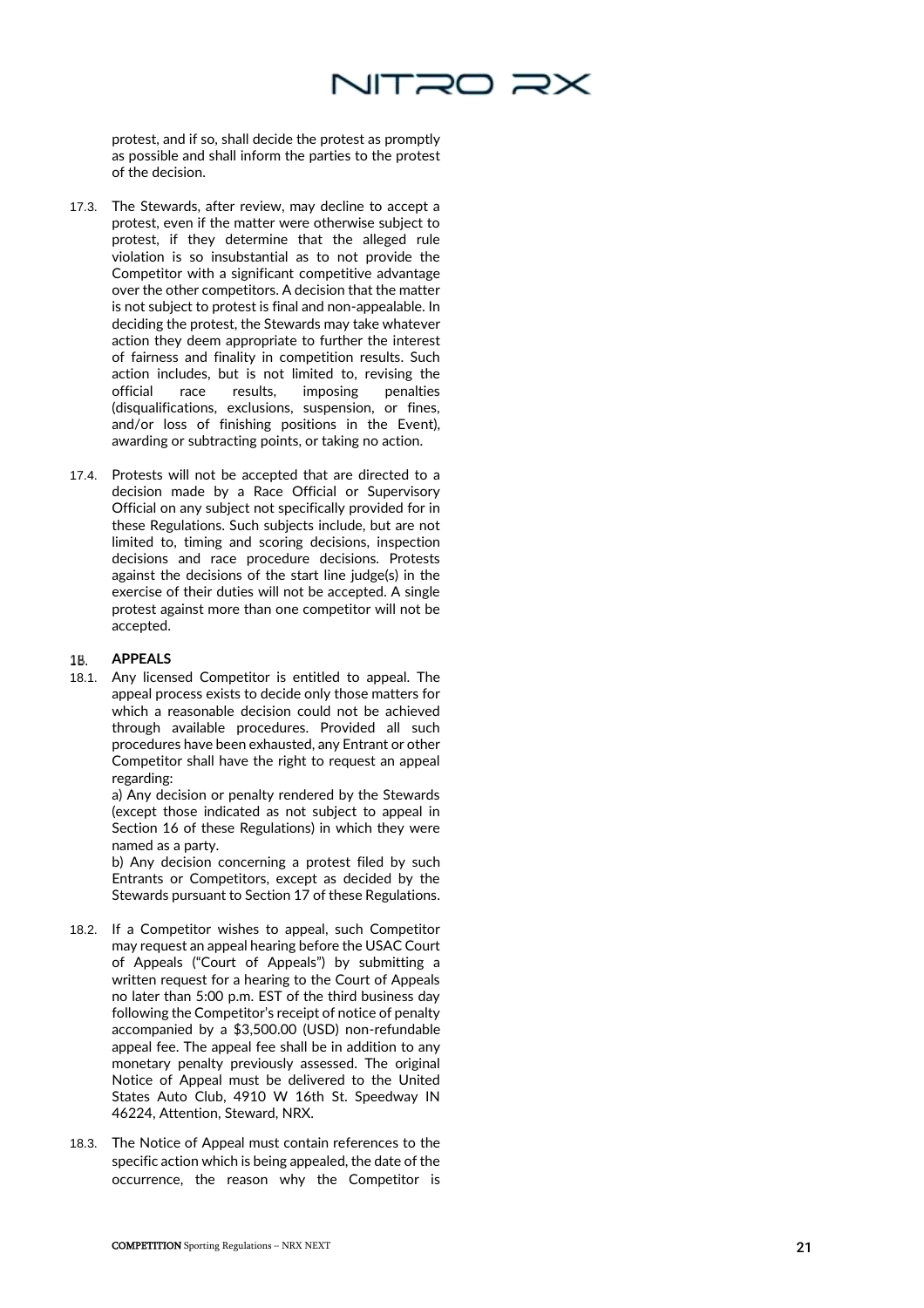protest, and if so, shall decide the protest as promptly as possible and shall inform the parties to the protest of the decision.

17.3. The Stewards, after review, may decline to accept a protest, even if the matter were otherwise subject to protest, if they determine that the alleged rule violation is so insubstantial as to not provide the Competitor with a significant competitive advantage over the other competitors. A decision that the matter is not subject to protest is final and non-appealable. In deciding the protest, the Stewards may take whatever action they deem appropriate to further the interest of fairness and finality in competition results. Such action includes, but is not limited to, revising the official race results, imposing penalties (disqualifications, exclusions, suspension, or fines, and/or loss of finishing positions in the Event), awarding or subtracting points, or taking no action.

17.4. Protests will not be accepted that are directed to a decision made by a Race Official or Supervisory Official on any subject not specifically provided for in these Regulations. Such subjects include, but are not limited to, timing and scoring decisions, inspection decisions and race procedure decisions. Protests against the decisions of the start line judge(s) in the exercise of their duties will not be accepted. A single protest against more than one competitor will not be accepted.

## 18. APPEALS

18.1. Any licensed Competitor is entitled to appeal. The appeal process exists to decide only those matters for which a reasonable decision could not be achieved through available procedures. Provided all such procedures have been exhausted, any Entrant or other Competitor shall have the right to request an appeal regarding:

a) Any decision or penalty rendered by the Stewards (except those indicated as not subject to appeal in Section 16 of these Regulations) in which they were named as a party.

b) Any decision concerning a protest filed by such Entrants or Competitors, except as decided by the Stewards pursuant to Section 17 of these Regulations.

18.2. If a Competitor wishes to appeal, such Competitor may request an appeal hearing before the USAC Court of Appeals ("Court of Appeals") by submitting a written request for a hearing to the Court of Appeals no later than 5:00 p.m. EST of the third business day following the Competitor's receipt of notice of penalty accompanied by a $3,500.00 (USD) non-refundable appeal fee. The appeal fee shall be in addition to any monetary penalty previously assessed. The original Notice of Appeal must be delivered to the United States Auto Club, 4910 W 16th St. Speedway IN 46224, Attention, Steward, NRX.

18.3. The Notice of Appeal must contain references to the specific action which is being appealed, the date of the occurrence, the reason why the Competitor is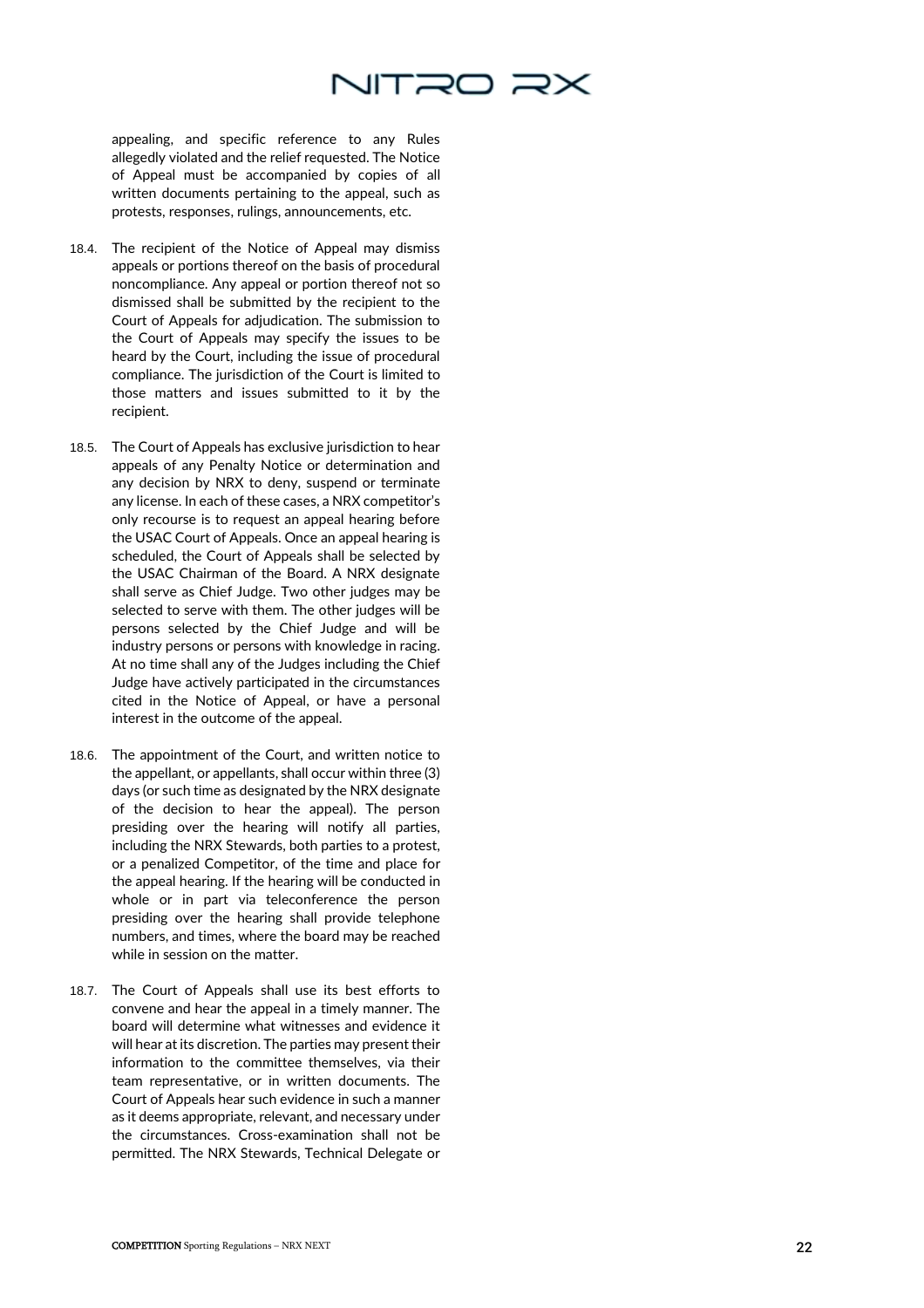appealing, and specific reference to any Rules allegedly violated and the relief requested. The Notice of Appeal must be accompanied by copies of all written documents pertaining to the appeal, such as protests, responses, rulings, announcements, etc.

18.4. The recipient of the Notice of Appeal may dismiss appeals or portions thereof on the basis of procedural noncompliance. Any appeal or portion thereof not so dismissed shall be submitted by the recipient to the Court of Appeals for adjudication. The submission to the Court of Appeals may specify the issues to be heard by the Court, including the issue of procedural compliance. The jurisdiction of the Court is limited to those matters and issues submitted to it by the recipient.

18.5. The Court of Appeals has exclusive jurisdiction to hear appeals of any Penalty Notice or determination and any decision by NRX to deny, suspend or terminate any license. In each of these cases, a NRX competitor's only recourse is to request an appeal hearing before the USAC Court of Appeals. Once an appeal hearing is scheduled, the Court of Appeals shall be selected by the USAC Chairman of the Board. A NRX designate shall serve as Chief Judge. Two other judges may be selected to serve with them. The other judges will be persons selected by the Chief Judge and will be industry persons or persons with knowledge in racing. At no time shall any of the Judges including the Chief Judge have actively participated in the circumstances cited in the Notice of Appeal, or have a personal interest in the outcome of the appeal.

18.6. The appointment of the Court, and written notice to the appellant, or appellants, shall occur within three (3) days (or such time as designated by the NRX designate of the decision to hear the appeal). The person presiding over the hearing will notify all parties, including the NRX Stewards, both parties to a protest, or a penalized Competitor, of the time and place for the appeal hearing. If the hearing will be conducted in whole or in part via teleconference the person presiding over the hearing shall provide telephone numbers, and times, where the board may be reached while in session on the matter.

18.7. The Court of Appeals shall use its best efforts to convene and hear the appeal in a timely manner. The board will determine what witnesses and evidence it will hear at its discretion. The parties may present their information to the committee themselves, via their team representative, or in written documents. The Court of Appeals hear such evidence in such a manner as it deems appropriate, relevant, and necessary under the circumstances. Cross-examination shall not be permitted. The NRX Stewards, Technical Delegate or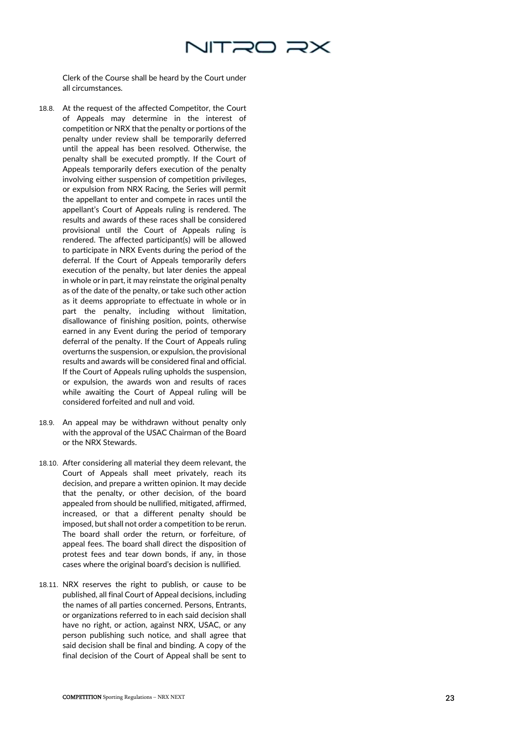Clerk of the Course shall be heard by the Court under all circumstances.

18.8. At the request of the affected Competitor, the Court of Appeals may determine in the interest of competition or NRX that the penalty or portions of the penalty under review shall be temporarily deferred until the appeal has been resolved. Otherwise, the penalty shall be executed promptly. If the Court of Appeals temporarily defers execution of the penalty involving either suspension of competition privileges, or expulsion from NRX Racing, the Series will permit the appellant to enter and compete in races until the appellant's Court of Appeals ruling is rendered. The results and awards of these races shall be considered provisional until the Court of Appeals ruling is rendered. The affected participant(s) will be allowed to participate in NRX Events during the period of the deferral. If the Court of Appeals temporarily defers execution of the penalty, but later denies the appeal in whole or in part, it may reinstate the original penalty as of the date of the penalty, or take such other action as it deems appropriate to effectuate in whole or in part the penalty, including without limitation, disallowance of finishing position, points, otherwise earned in any Event during the period of temporary deferral of the penalty. If the Court of Appeals ruling overturns the suspension, or expulsion, the provisional results and awards will be considered final and official. If the Court of Appeals ruling upholds the suspension, or expulsion, the awards won and results of races while awaiting the Court of Appeal ruling will be considered forfeited and null and void.

18.9. An appeal may be withdrawn without penalty only with the approval of the USAC Chairman of the Board or the NRX Stewards.

18.10. After considering all material they deem relevant, the Court of Appeals shall meet privately, reach its decision, and prepare a written opinion. It may decide that the penalty, or other decision, of the board appealed from should be nullified, mitigated, affirmed, increased, or that a different penalty should be imposed, but shall not order a competition to be rerun. The board shall order the return, or forfeiture, of appeal fees. The board shall direct the disposition of protest fees and tear down bonds, if any, in those cases where the original board's decision is nullified.

18.11. NRX reserves the right to publish, or cause to be published, all final Court of Appeal decisions, including the names of all parties concerned. Persons, Entrants, or organizations referred to in each said decision shall have no right, or action, against NRX, USAC, or any person publishing such notice, and shall agree that said decision shall be final and binding. A copy of the final decision of the Court of Appeal shall be sent to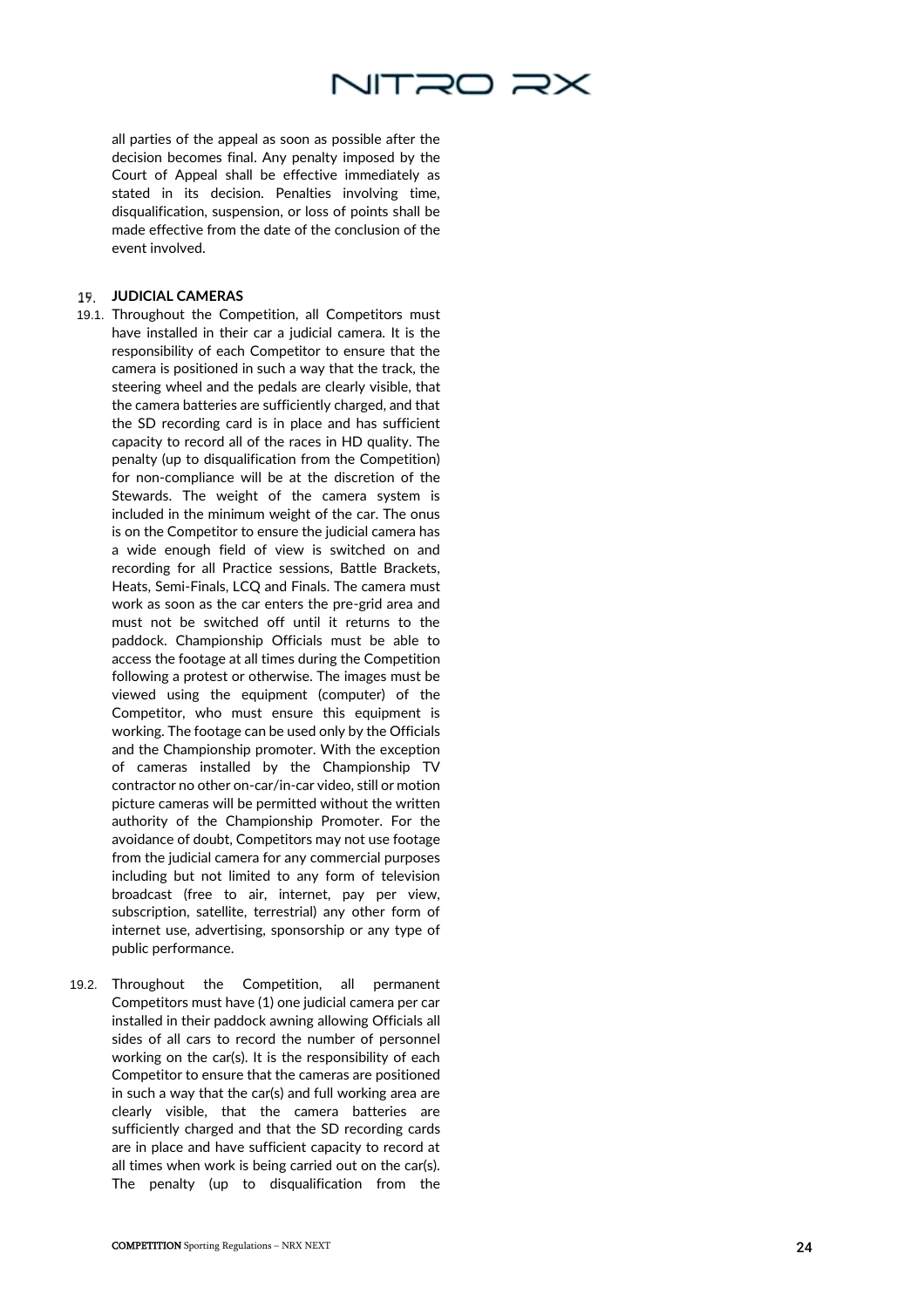all parties of the appeal as soon as possible after the decision becomes final. Any penalty imposed by the Court of Appeal shall be effective immediately as stated in its decision. Penalties involving time, disqualification, suspension, or loss of points shall be made effective from the date of the conclusion of the event involved.

## 19. JUDICIAL CAMERAS

19.1. Throughout the Competition, all Competitors must have installed in their car a judicial camera. It is the responsibility of each Competitor to ensure that the camera is positioned in such a way that the track, the steering wheel and the pedals are clearly visible, that the camera batteries are sufficiently charged, and that the SD recording card is in place and has sufficient capacity to record all of the races in HD quality. The penalty (up to disqualification from the Competition) for non-compliance will be at the discretion of the Stewards. The weight of the camera system is included in the minimum weight of the car. The onus is on the Competitor to ensure the judicial camera has a wide enough field of view is switched on and recording for all Practice sessions, Battle Brackets, Heats, Semi-Finals, LCQ and Finals. The camera must work as soon as the car enters the pre-grid area and must not be switched off until it returns to the paddock. Championship Officials must be able to access the footage at all times during the Competition following a protest or otherwise. The images must be viewed using the equipment (computer) of the Competitor, who must ensure this equipment is working. The footage can be used only by the Officials and the Championship promoter. With the exception of cameras installed by the Championship TV contractor no other on-car/in-car video, still or motion picture cameras will be permitted without the written authority of the Championship Promoter. For the avoidance of doubt, Competitors may not use footage from the judicial camera for any commercial purposes including but not limited to any form of television broadcast (free to air, internet, pay per view, subscription, satellite, terrestrial) any other form of internet use, advertising, sponsorship or any type of public performance.

19.2. Throughout the Competition, all permanent Competitors must have (1) one judicial camera per car installed in their paddock awning allowing Officials all sides of all cars to record the number of personnel working on the car(s). It is the responsibility of each Competitor to ensure that the cameras are positioned in such a way that the car(s) and full working area are clearly visible, that the camera batteries are sufficiently charged and that the SD recording cards are in place and have sufficient capacity to record at all times when work is being carried out on the car(s). The penalty (up to disqualification from the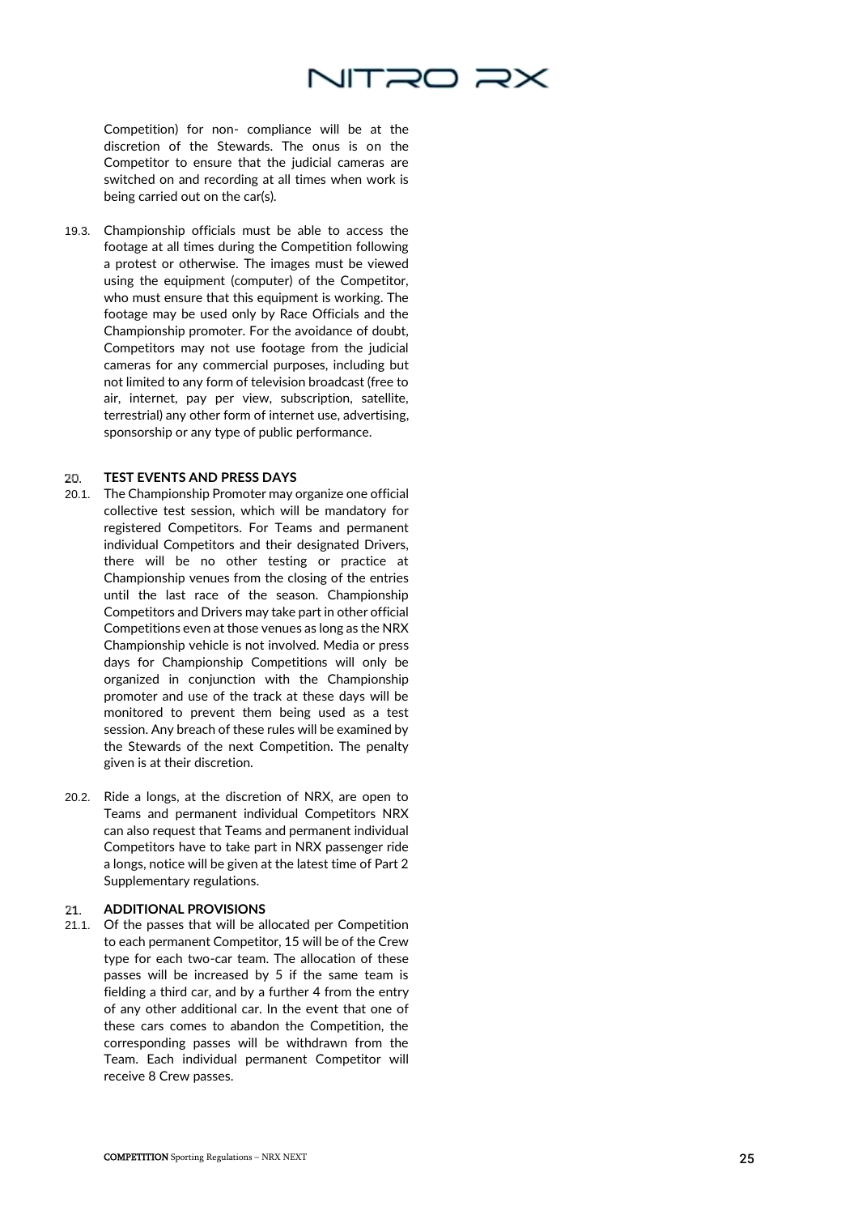Competition) for non- compliance will be at the discretion of the Stewards. The onus is on the Competitor to ensure that the judicial cameras are switched on and recording at all times when work is being carried out on the car(s).

19.3. Championship officials must be able to access the footage at all times during the Competition following a protest or otherwise. The images must be viewed using the equipment (computer) of the Competitor, who must ensure that this equipment is working. The footage may be used only by Race Officials and the Championship promoter. For the avoidance of doubt, Competitors may not use footage from the judicial cameras for any commercial purposes, including but not limited to any form of television broadcast (free to air, internet, pay per view, subscription, satellite, terrestrial) any other form of internet use, advertising, sponsorship or any type of public performance.

## 20. TEST EVENTS AND PRESS DAYS

20.1. The Championship Promoter may organize one official collective test session, which will be mandatory for registered Competitors. For Teams and permanent individual Competitors and their designated Drivers, there will be no other testing or practice at Championship venues from the closing of the entries until the last race of the season. Championship Competitors and Drivers may take part in other official Competitions even at those venues as long as the NRX Championship vehicle is not involved. Media or press days for Championship Competitions will only be organized in conjunction with the Championship promoter and use of the track at these days will be monitored to prevent them being used as a test session. Any breach of these rules will be examined by the Stewards of the next Competition. The penalty given is at their discretion.

20.2. Ride a longs, at the discretion of NRX, are open to Teams and permanent individual Competitors NRX can also request that Teams and permanent individual Competitors have to take part in NRX passenger ride a longs, notice will be given at the latest time of Part 2 Supplementary regulations.

## 21. ADDITIONAL PROVISIONS

21.1. Of the passes that will be allocated per Competition to each permanent Competitor, 15 will be of the Crew type for each two-car team. The allocation of these passes will be increased by 5 if the same team is fielding a third car, and by a further 4 from the entry of any other additional car. In the event that one of these cars comes to abandon the Competition, the corresponding passes will be withdrawn from the Team. Each individual permanent Competitor will receive 8 Crew passes.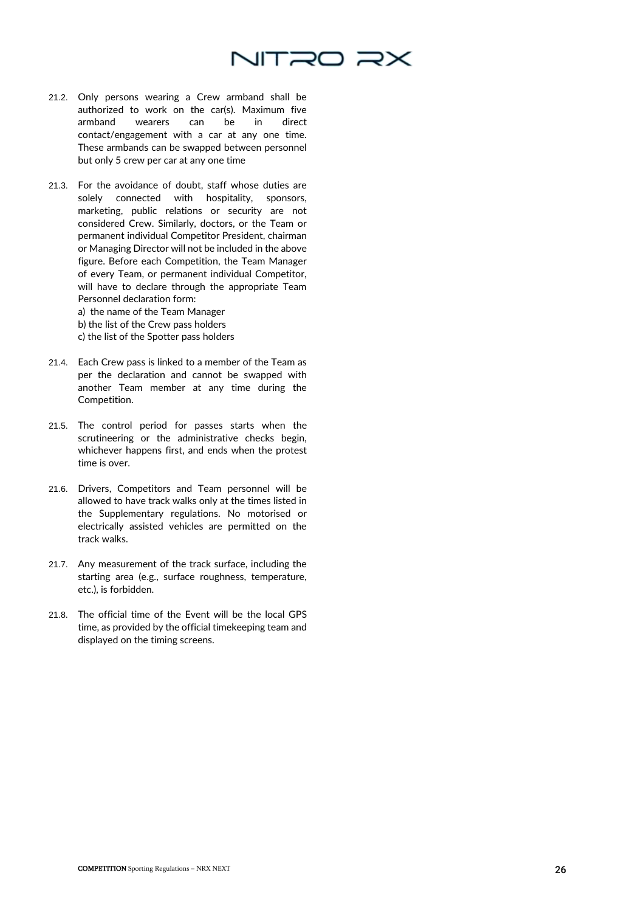21.2. Only persons wearing a Crew armband shall be authorized to work on the car(s). Maximum five armband wearers can be in direct contact/engagement with a car at any one time. These armbands can be swapped between personnel but only 5 crew per car at any one time

21.3. For the avoidance of doubt, staff whose duties are solely connected with hospitality, sponsors, marketing, public relations or security are not considered Crew. Similarly, doctors, or the Team or permanent individual Competitor President, chairman or Managing Director will not be included in the above figure. Before each Competition, the Team Manager of every Team, or permanent individual Competitor, will have to declare through the appropriate Team Personnel declaration form:

a) the name of the Team Manager
b) the list of the Crew pass holders
c) the list of the Spotter pass holders

21.4. Each Crew pass is linked to a member of the Team as per the declaration and cannot be swapped with another Team member at any time during the Competition.

21.5. The control period for passes starts when the scrutineering or the administrative checks begin, whichever happens first, and ends when the protest time is over.

21.6. Drivers, Competitors and Team personnel will be allowed to have track walks only at the times listed in the Supplementary regulations. No motorised or electrically assisted vehicles are permitted on the track walks.

21.7. Any measurement of the track surface, including the starting area (e.g., surface roughness, temperature, etc.), is forbidden.

21.8. The official time of the Event will be the local GPS time, as provided by the official timekeeping team and displayed on the timing screens.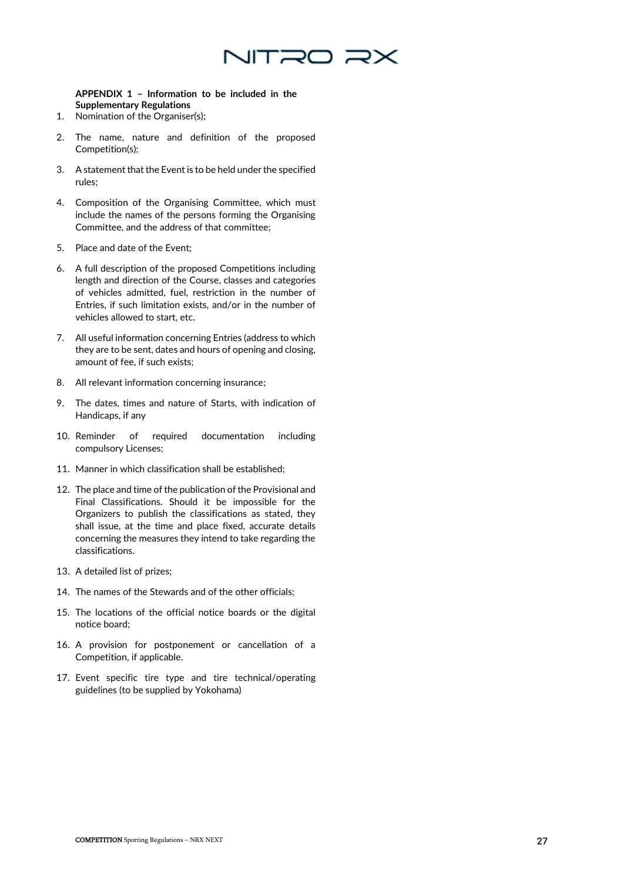**APPENDIX 1 – Information to be included in the Supplementary Regulations**

1. Nomination of the Organiser(s);

2. The name, nature and definition of the proposed Competition(s);

3. A statement that the Event is to be held under the specified rules;

4. Composition of the Organising Committee, which must include the names of the persons forming the Organising Committee, and the address of that committee;

5. Place and date of the Event;

6. A full description of the proposed Competitions including length and direction of the Course, classes and categories of vehicles admitted, fuel, restriction in the number of Entries, if such limitation exists, and/or in the number of vehicles allowed to start, etc.

7. All useful information concerning Entries (address to which they are to be sent, dates and hours of opening and closing, amount of fee, if such exists;

8. All relevant information concerning insurance;

9. The dates, times and nature of Starts, with indication of Handicaps, if any

10. Reminder of required documentation including compulsory Licenses;

11. Manner in which classification shall be established;

12. The place and time of the publication of the Provisional and Final Classifications. Should it be impossible for the Organizers to publish the classifications as stated, they shall issue, at the time and place fixed, accurate details concerning the measures they intend to take regarding the classifications.

13. A detailed list of prizes;

14. The names of the Stewards and of the other officials;

15. The locations of the official notice boards or the digital notice board;

16. A provision for postponement or cancellation of a Competition, if applicable.

17. Event specific tire type and tire technical/operating guidelines (to be supplied by Yokohama)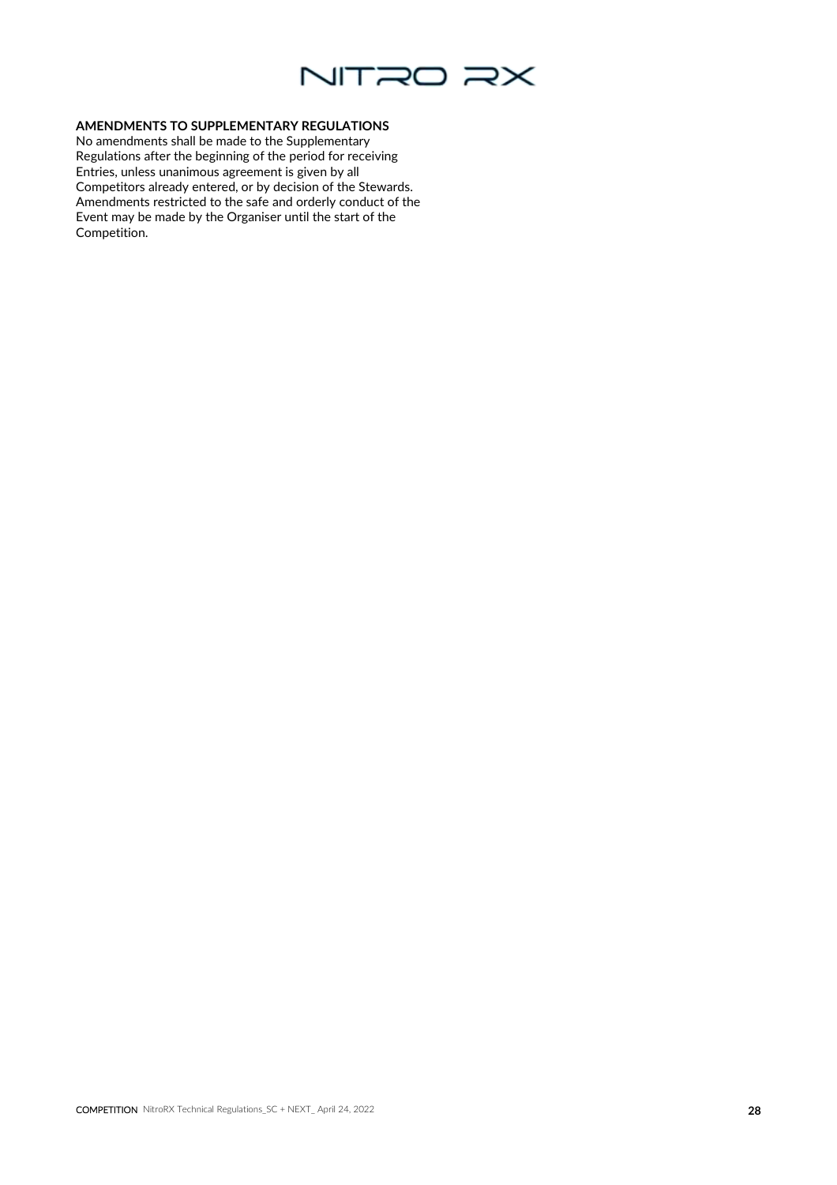**AMENDMENTS TO SUPPLEMENTARY REGULATIONS**

No amendments shall be made to the Supplementary Regulations after the beginning of the period for receiving Entries, unless unanimous agreement is given by all Competitors already entered, or by decision of the Stewards. Amendments restricted to the safe and orderly conduct of the Event may be made by the Organiser until the start of the Competition.